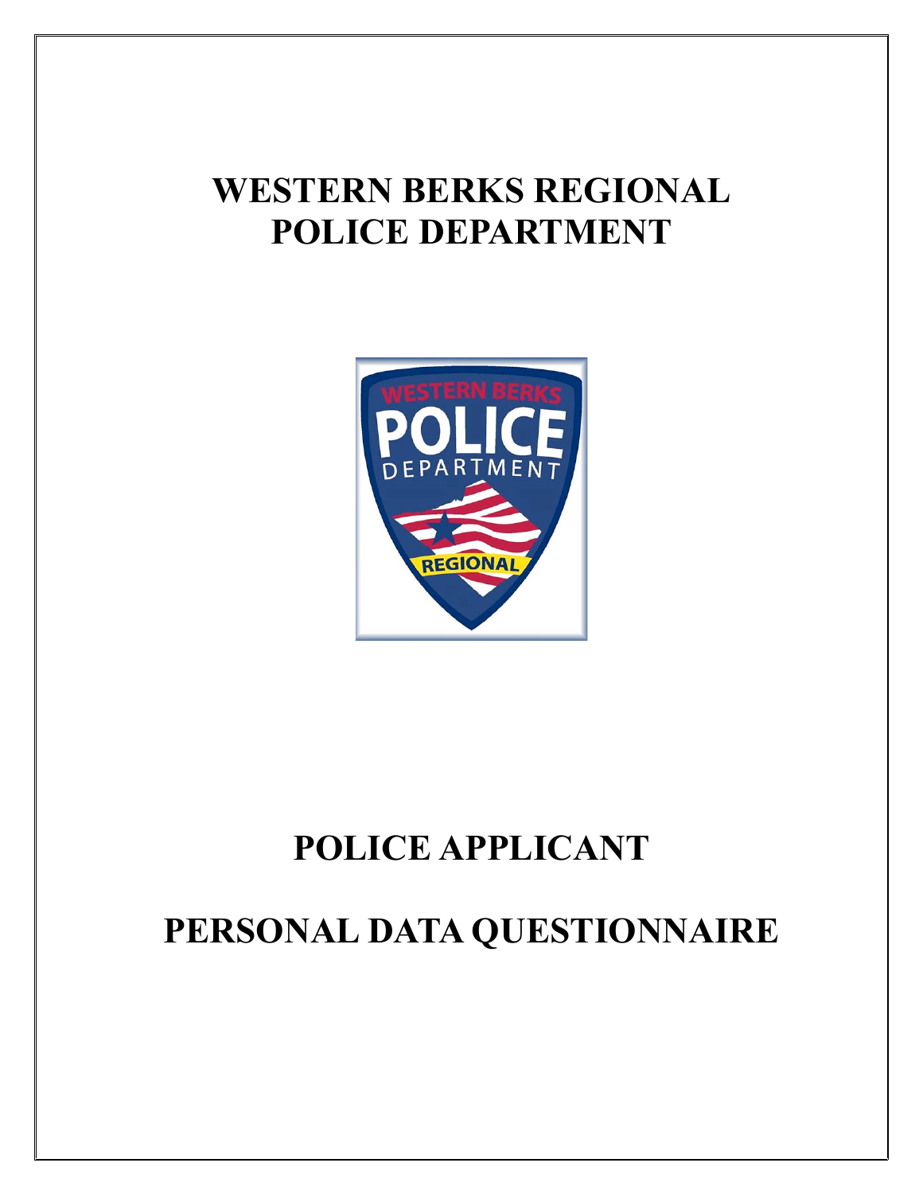# WESTERN BERKS REGIONAL POLICE DEPARTMENT

# POLICE APPLICANT

# PERSONAL DATA QUESTIONNAIRE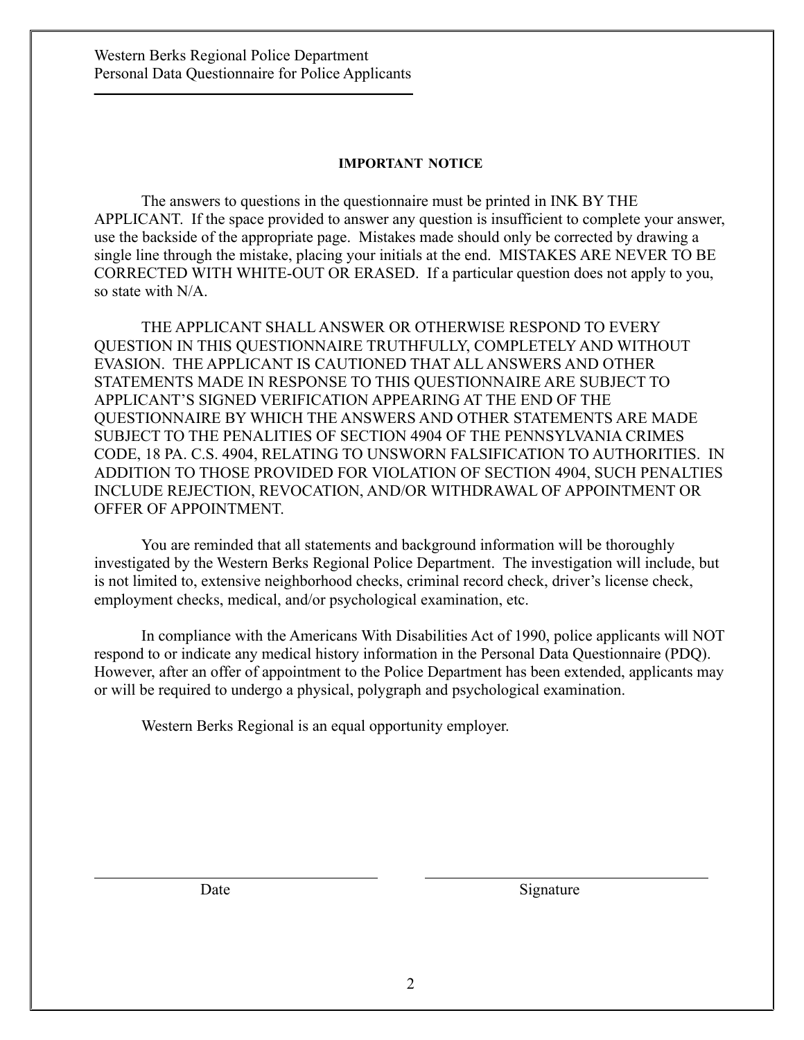## IMPORTANT NOTICE

The answers to questions in the questionnaire must be printed in INK BY THE APPLICANT. If the space provided to answer any question is insufficient to complete your answer, use the backside of the appropriate page. Mistakes made should only be corrected by drawing a single line through the mistake, placing your initials at the end. MISTAKES ARE NEVER TO BE CORRECTED WITH WHITE-OUT OR ERASED. If a particular question does not apply to you, so state with N/A.

THE APPLICANT SHALL ANSWER OR OTHERWISE RESPOND TO EVERY QUESTION IN THIS QUESTIONNAIRE TRUTHFULLY, COMPLETELY AND WITHOUT EVASION. THE APPLICANT IS CAUTIONED THAT ALL ANSWERS AND OTHER STATEMENTS MADE IN RESPONSE TO THIS QUESTIONNAIRE ARE SUBJECT TO APPLICANT'S SIGNED VERIFICATION APPEARING AT THE END OF THE QUESTIONNAIRE BY WHICH THE ANSWERS AND OTHER STATEMENTS ARE MADE SUBJECT TO THE PENALITIES OF SECTION 4904 OF THE PENNSYLVANIA CRIMES CODE, 18 PA. C.S. 4904, RELATING TO UNSWORN FALSIFICATION TO AUTHORITIES. IN ADDITION TO THOSE PROVIDED FOR VIOLATION OF SECTION 4904, SUCH PENALTIES INCLUDE REJECTION, REVOCATION, AND/OR WITHDRAWAL OF APPOINTMENT OR OFFER OF APPOINTMENT.

You are reminded that all statements and background information will be thoroughly investigated by the Western Berks Regional Police Department. The investigation will include, but is not limited to, extensive neighborhood checks, criminal record check, driver's license check, employment checks, medical, and/or psychological examination, etc.

In compliance with the Americans With Disabilities Act of 1990, police applicants will NOT respond to or indicate any medical history information in the Personal Data Questionnaire (PDQ). However, after an offer of appointment to the Police Department has been extended, applicants may or will be required to undergo a physical, polygraph and psychological examination.

Western Berks Regional is an equal opportunity employer.

\_\_\_\_\_\_\_\_\_\_\_\_\_\_\_\_\_\_\_\_\_\_\_\_\_\_\_\_ \_\_\_\_\_\_\_\_\_\_\_\_\_\_\_\_\_\_\_\_\_\_\_\_\_\_\_\_

Date Signature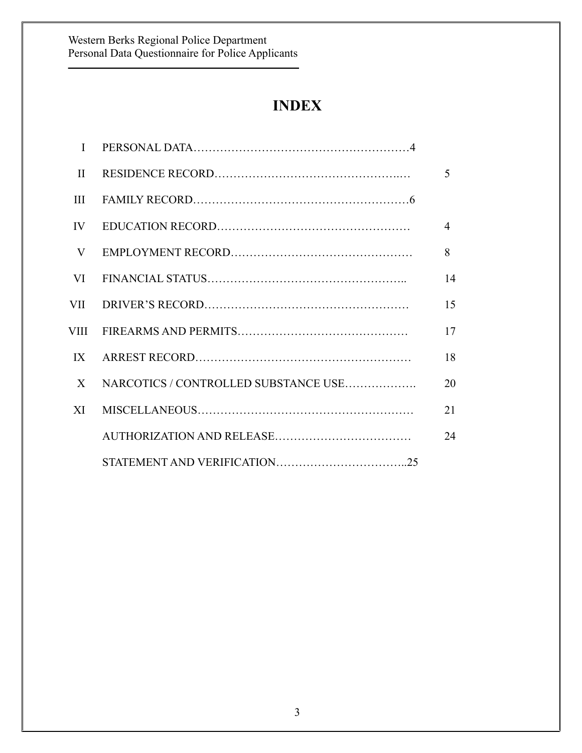# INDEX

| | | |
|---|---|---|
| I | PERSONAL DATA | 4 |
| II | RESIDENCE RECORD | 5 |
| III | FAMILY RECORD | 6 |
| IV | EDUCATION RECORD | 4 |
| V | EMPLOYMENT RECORD | 8 |
| VI | FINANCIAL STATUS | 14 |
| VII | DRIVER'S RECORD | 15 |
| VIII | FIREARMS AND PERMITS | 17 |
| IX | ARREST RECORD | 18 |
| X | NARCOTICS / CONTROLLED SUBSTANCE USE | 20 |
| XI | MISCELLANEOUS | 21 |
| | AUTHORIZATION AND RELEASE | 24 |
| | STATEMENT AND VERIFICATION | 25 |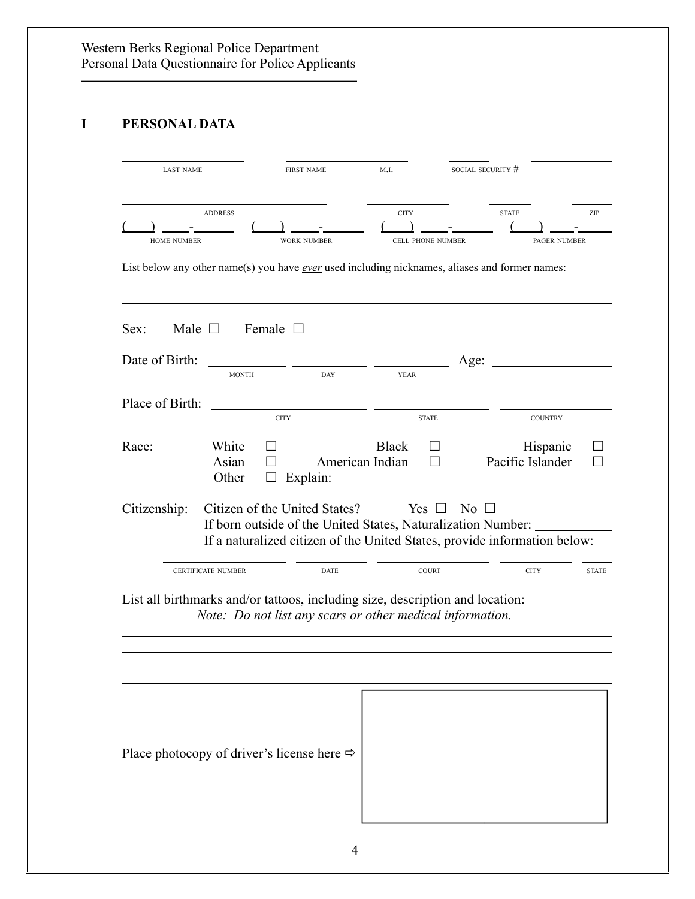Western Berks Regional Police Department
Personal Data Questionnaire for Police Applicants

# I PERSONAL DATA

| LAST NAME | FIRST NAME | M.I. | SOCIAL SECURITY # |
|---|---|---|---|
| | | | |

| ADDRESS | CITY | STATE | ZIP |
|---|---|---|---|
| | | | |

| HOME NUMBER | WORK NUMBER | CELL PHONE NUMBER | PAGER NUMBER |
|---|---|---|---|
| (   ) ___-____ | (   ) ___-____ | (   ) ___-____ | (   ) ___-____ |

List below any other name(s) you have *ever* used including nicknames, aliases and former names:

______________________________________________

______________________________________________

Sex: Male ☐ Female ☐

Date of Birth: ________ MONTH ________ DAY ________ YEAR Age: ____________

Place of Birth: ____________ CITY ____________ STATE ____________ COUNTRY

Race: White ☐ Black ☐ Hispanic ☐
Asian ☐ American Indian ☐ Pacific Islander ☐
Other ☐ Explain: ____________________

Citizenship: Citizen of the United States? Yes ☐ No ☐
If born outside of the United States, Naturalization Number: __________
If a naturalized citizen of the United States, provide information below:

| CERTIFICATE NUMBER | DATE | COURT | CITY | STATE |
|---|---|---|---|---|
| | | | | |

List all birthmarks and/or tattoos, including size, description and location:
*Note: Do not list any scars or other medical information.*

______________________________________________

______________________________________________

______________________________________________

______________________________________________

Place photocopy of driver's license here ⇨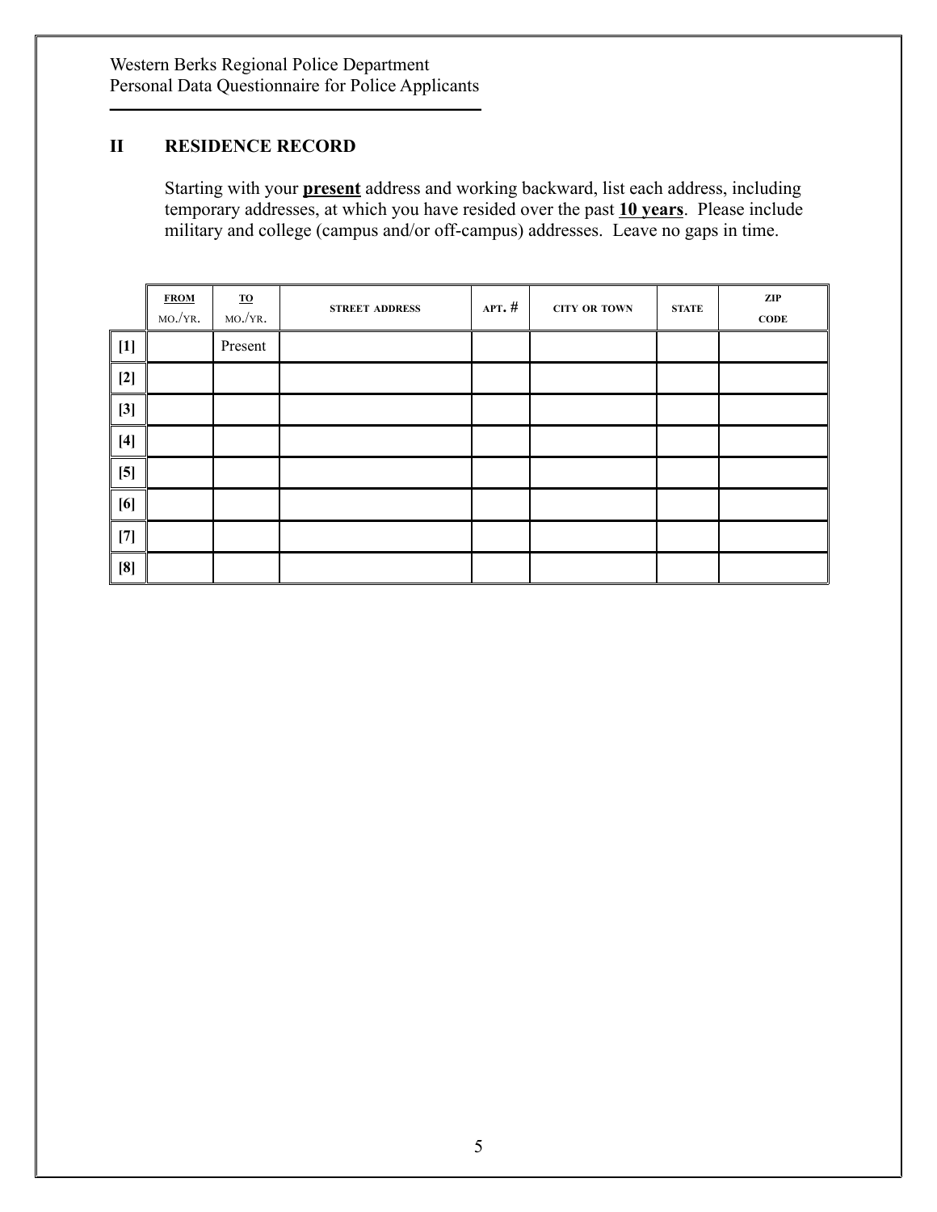## II RESIDENCE RECORD

Starting with your **present** address and working backward, list each address, including temporary addresses, at which you have resided over the past **10 years**. Please include military and college (campus and/or off-campus) addresses. Leave no gaps in time.

| | FROM MO./YR. | TO MO./YR. | STREET ADDRESS | APT. # | CITY OR TOWN | STATE | ZIP CODE |
|---|---|---|---|---|---|---|---|
| [1] | | Present | | | | | |
| [2] | | | | | | | |
| [3] | | | | | | | |
| [4] | | | | | | | |
| [5] | | | | | | | |
| [6] | | | | | | | |
| [7] | | | | | | | |
| [8] | | | | | | | |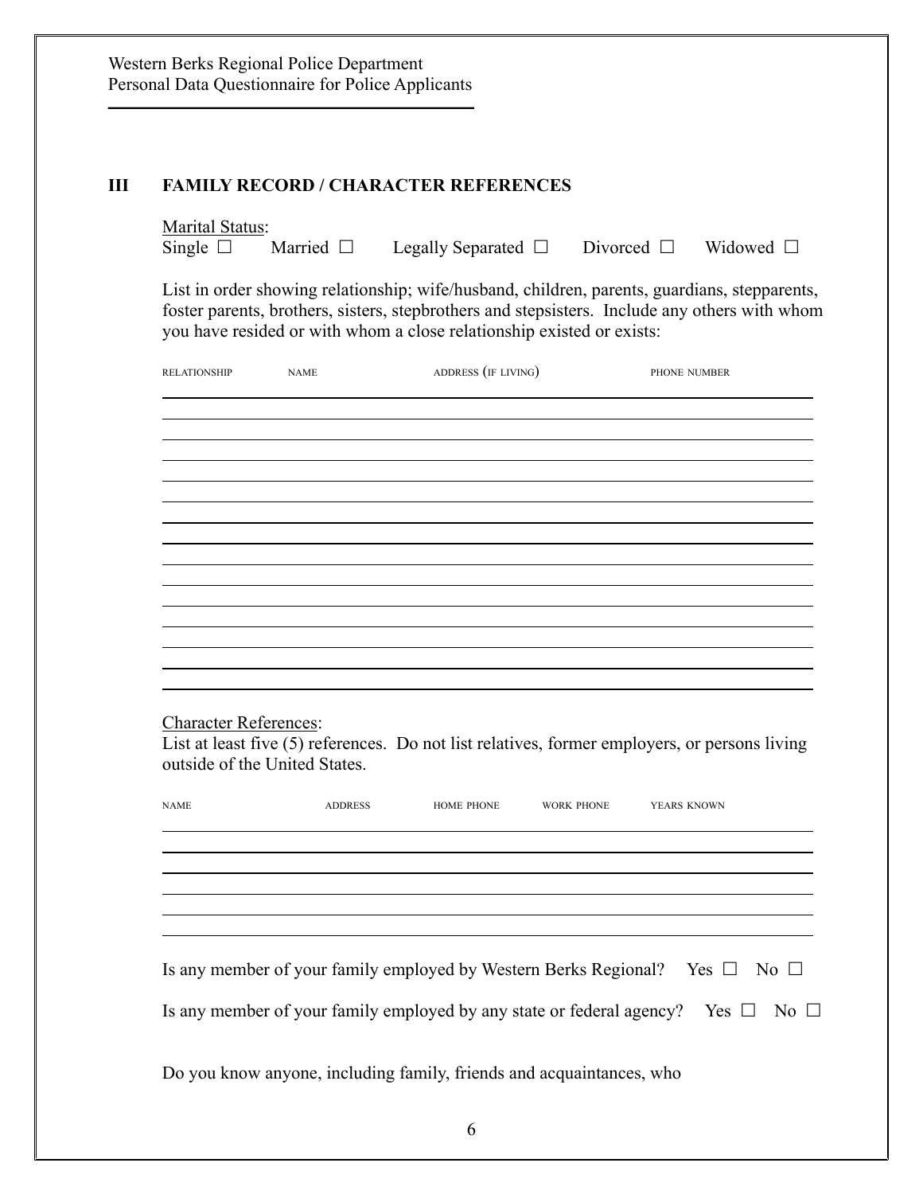## III FAMILY RECORD / CHARACTER REFERENCES

Marital Status:
Single ☐ Married ☐ Legally Separated ☐ Divorced ☐ Widowed ☐

List in order showing relationship; wife/husband, children, parents, guardians, stepparents, foster parents, brothers, sisters, stepbrothers and stepsisters. Include any others with whom you have resided or with whom a close relationship existed or exists:

| RELATIONSHIP | NAME | ADDRESS (IF LIVING) | PHONE NUMBER |
|---|---|---|---|
| | | | |
| | | | |
| | | | |
| | | | |
| | | | |
| | | | |
| | | | |
| | | | |
| | | | |
| | | | |
| | | | |
| | | | |
| | | | |
| | | | |

Character References:
List at least five (5) references. Do not list relatives, former employers, or persons living outside of the United States.

| NAME | ADDRESS | HOME PHONE | WORK PHONE | YEARS KNOWN |
|---|---|---|---|---|
| | | | | |
| | | | | |
| | | | | |
| | | | | |
| | | | | |
| | | | | |

Is any member of your family employed by Western Berks Regional? Yes ☐ No ☐

Is any member of your family employed by any state or federal agency? Yes ☐ No ☐

Do you know anyone, including family, friends and acquaintances, who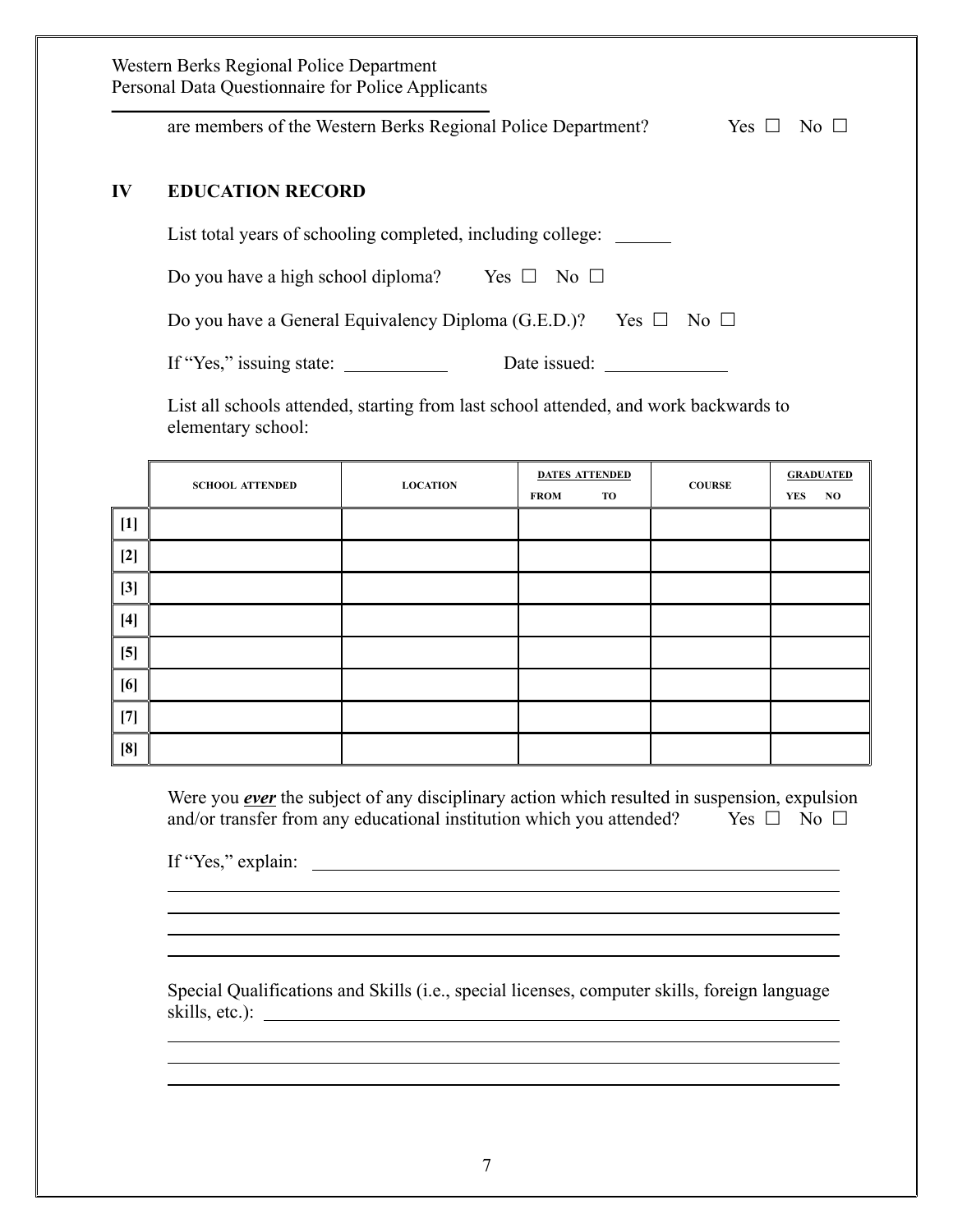are members of the Western Berks Regional Police Department? Yes ☐ No ☐

## IV EDUCATION RECORD

List total years of schooling completed, including college: ______

Do you have a high school diploma? Yes ☐ No ☐

Do you have a General Equivalency Diploma (G.E.D.)? Yes ☐ No ☐

If "Yes," issuing state: ___________ Date issued: _____________

List all schools attended, starting from last school attended, and work backwards to elementary school:

| | SCHOOL ATTENDED | LOCATION | DATES ATTENDED FROM | DATES ATTENDED TO | COURSE | GRADUATED YES | GRADUATED NO |
|---|---|---|---|---|---|---|---|
| [1] | | | | | | | |
| [2] | | | | | | | |
| [3] | | | | | | | |
| [4] | | | | | | | |
| [5] | | | | | | | |
| [6] | | | | | | | |
| [7] | | | | | | | |
| [8] | | | | | | | |

Were you ***ever*** the subject of any disciplinary action which resulted in suspension, expulsion and/or transfer from any educational institution which you attended? Yes ☐ No ☐

If "Yes," explain: ____________________________________________

____________________________________________

____________________________________________

____________________________________________

____________________________________________

Special Qualifications and Skills (i.e., special licenses, computer skills, foreign language skills, etc.): ____________________________________________

____________________________________________

____________________________________________

____________________________________________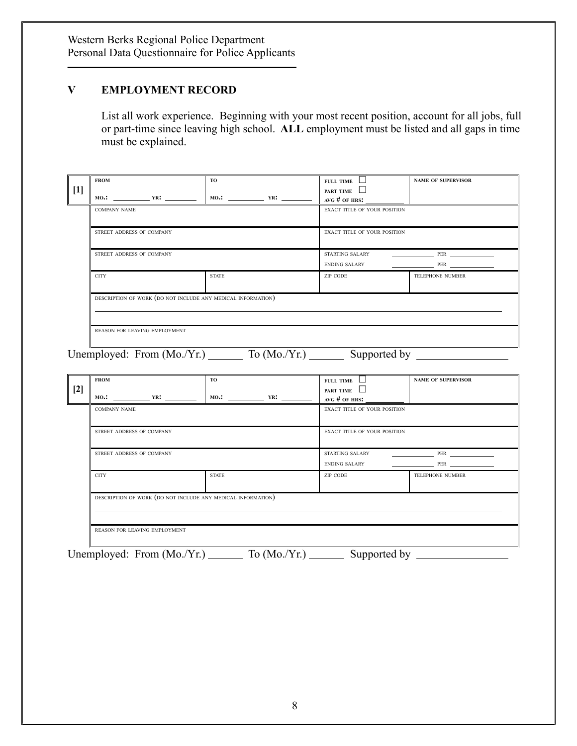## V EMPLOYMENT RECORD

List all work experience. Beginning with your most recent position, account for all jobs, full or part-time since leaving high school. **ALL** employment must be listed and all gaps in time must be explained.

| [1] | FROM<br>MO.: ________ YR: ________ | TO<br>MO.: ________ YR: ________ | FULL TIME ☐<br>PART TIME ☐<br>AVG # OF HRS: ________ | NAME OF SUPERVISOR |
|---|---|---|---|---|
| | COMPANY NAME | | EXACT TITLE OF YOUR POSITION | |
| | STREET ADDRESS OF COMPANY | | EXACT TITLE OF YOUR POSITION | |
| | STREET ADDRESS OF COMPANY | | STARTING SALARY ________ PER ________<br>ENDING SALARY ________ PER ________ | |
| | CITY | STATE | ZIP CODE | TELEPHONE NUMBER |
| | DESCRIPTION OF WORK (DO NOT INCLUDE ANY MEDICAL INFORMATION) | | | |
| | REASON FOR LEAVING EMPLOYMENT | | | |

Unemployed: From (Mo./Yr.) ______ To (Mo./Yr.) ______ Supported by ________________

| [2] | FROM<br>MO.: ________ YR: ________ | TO<br>MO.: ________ YR: ________ | FULL TIME ☐<br>PART TIME ☐<br>AVG # OF HRS: ________ | NAME OF SUPERVISOR |
|---|---|---|---|---|
| | COMPANY NAME | | EXACT TITLE OF YOUR POSITION | |
| | STREET ADDRESS OF COMPANY | | EXACT TITLE OF YOUR POSITION | |
| | STREET ADDRESS OF COMPANY | | STARTING SALARY ________ PER ________<br>ENDING SALARY ________ PER ________ | |
| | CITY | STATE | ZIP CODE | TELEPHONE NUMBER |
| | DESCRIPTION OF WORK (DO NOT INCLUDE ANY MEDICAL INFORMATION) | | | |
| | REASON FOR LEAVING EMPLOYMENT | | | |

Unemployed: From (Mo./Yr.) ______ To (Mo./Yr.) ______ Supported by ________________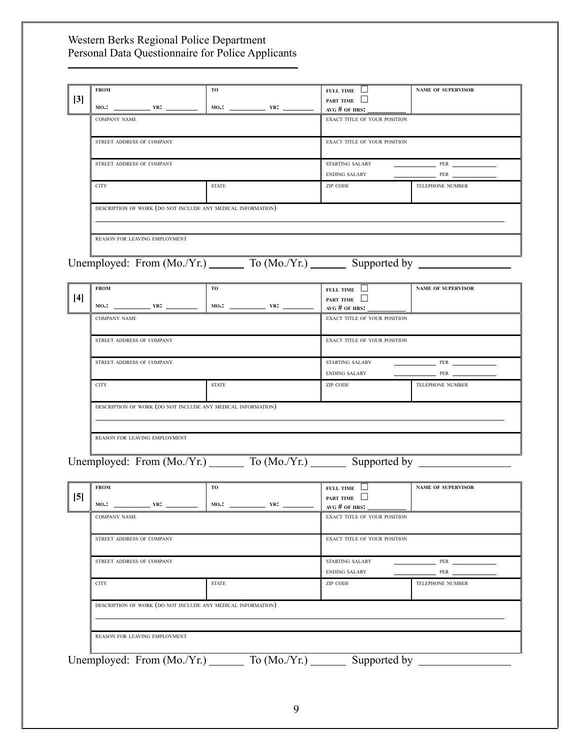Western Berks Regional Police Department
Personal Data Questionnaire for Police Applicants

| [3] | FROM<br>MO.: ______ YR: ______ | TO<br>MO.: ______ YR: ______ | FULL TIME ☐<br>PART TIME ☐<br>AVG # OF HRS: ______ | NAME OF SUPERVISOR |
|---|---|---|---|---|
| | COMPANY NAME | | EXACT TITLE OF YOUR POSITION | |
| | STREET ADDRESS OF COMPANY | | EXACT TITLE OF YOUR POSITION | |
| | STREET ADDRESS OF COMPANY | | STARTING SALARY ______ PER ______<br>ENDING SALARY ______ PER ______ | |
| | CITY | STATE | ZIP CODE | TELEPHONE NUMBER |
| | DESCRIPTION OF WORK (DO NOT INCLUDE ANY MEDICAL INFORMATION) | | | |
| | REASON FOR LEAVING EMPLOYMENT | | | |

Unemployed: From (Mo./Yr.) ______ To (Mo./Yr.) ______ Supported by ________________

| [4] | FROM<br>MO.: ______ YR: ______ | TO<br>MO.: ______ YR: ______ | FULL TIME ☐<br>PART TIME ☐<br>AVG # OF HRS: ______ | NAME OF SUPERVISOR |
|---|---|---|---|---|
| | COMPANY NAME | | EXACT TITLE OF YOUR POSITION | |
| | STREET ADDRESS OF COMPANY | | EXACT TITLE OF YOUR POSITION | |
| | STREET ADDRESS OF COMPANY | | STARTING SALARY ______ PER ______<br>ENDING SALARY ______ PER ______ | |
| | CITY | STATE | ZIP CODE | TELEPHONE NUMBER |
| | DESCRIPTION OF WORK (DO NOT INCLUDE ANY MEDICAL INFORMATION) | | | |
| | REASON FOR LEAVING EMPLOYMENT | | | |

Unemployed: From (Mo./Yr.) ______ To (Mo./Yr.) ______ Supported by ________________

| [5] | FROM<br>MO.: ______ YR: ______ | TO<br>MO.: ______ YR: ______ | FULL TIME ☐<br>PART TIME ☐<br>AVG # OF HRS: ______ | NAME OF SUPERVISOR |
|---|---|---|---|---|
| | COMPANY NAME | | EXACT TITLE OF YOUR POSITION | |
| | STREET ADDRESS OF COMPANY | | EXACT TITLE OF YOUR POSITION | |
| | STREET ADDRESS OF COMPANY | | STARTING SALARY ______ PER ______<br>ENDING SALARY ______ PER ______ | |
| | CITY | STATE | ZIP CODE | TELEPHONE NUMBER |
| | DESCRIPTION OF WORK (DO NOT INCLUDE ANY MEDICAL INFORMATION) | | | |
| | REASON FOR LEAVING EMPLOYMENT | | | |

Unemployed: From (Mo./Yr.) ______ To (Mo./Yr.) ______ Supported by ________________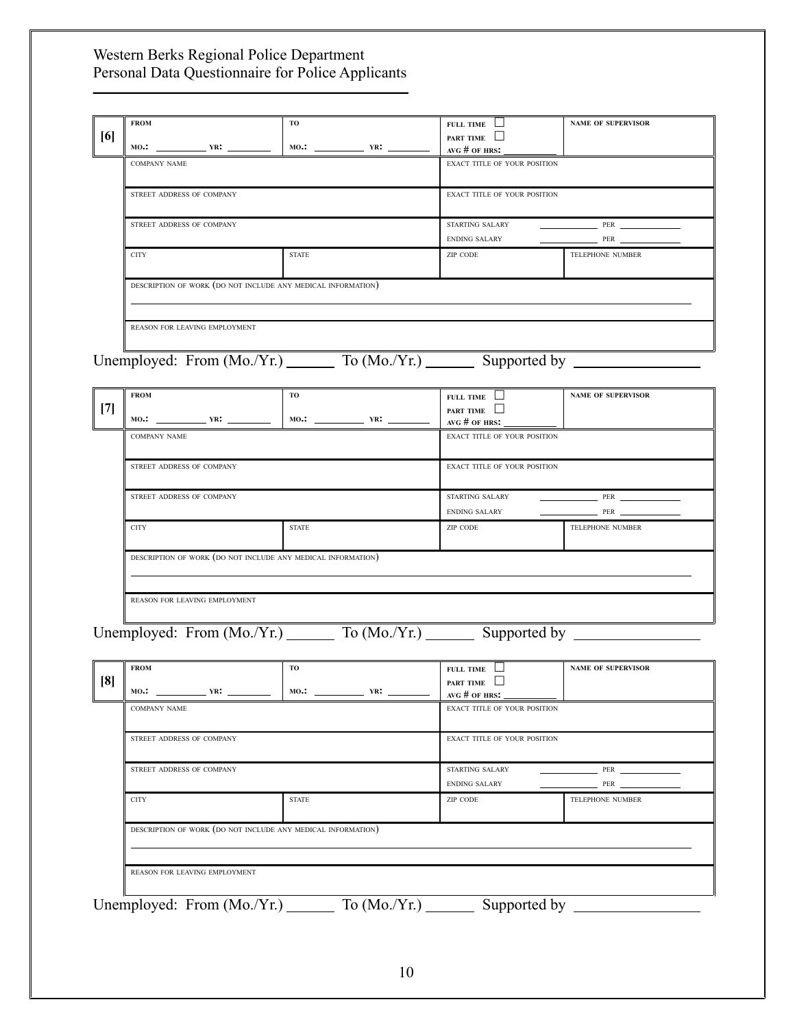Western Berks Regional Police Department
Personal Data Questionnaire for Police Applicants

| [6] | FROM MO.: ______ YR: ______ | TO MO.: ______ YR: ______ | FULL TIME ☐ PART TIME ☐ AVG # OF HRS: ______ | NAME OF SUPERVISOR |
|---|---|---|---|---|
| | COMPANY NAME | | EXACT TITLE OF YOUR POSITION | |
| | STREET ADDRESS OF COMPANY | | EXACT TITLE OF YOUR POSITION | |
| | STREET ADDRESS OF COMPANY | | STARTING SALARY ______ PER ______ ENDING SALARY ______ PER ______ | |
| | CITY | STATE | ZIP CODE | TELEPHONE NUMBER |
| | DESCRIPTION OF WORK (DO NOT INCLUDE ANY MEDICAL INFORMATION) | | | |
| | REASON FOR LEAVING EMPLOYMENT | | | |

Unemployed: From (Mo./Yr.) ______ To (Mo./Yr.) ______ Supported by ______________

| [7] | FROM MO.: ______ YR: ______ | TO MO.: ______ YR: ______ | FULL TIME ☐ PART TIME ☐ AVG # OF HRS: ______ | NAME OF SUPERVISOR |
|---|---|---|---|---|
| | COMPANY NAME | | EXACT TITLE OF YOUR POSITION | |
| | STREET ADDRESS OF COMPANY | | EXACT TITLE OF YOUR POSITION | |
| | STREET ADDRESS OF COMPANY | | STARTING SALARY ______ PER ______ ENDING SALARY ______ PER ______ | |
| | CITY | STATE | ZIP CODE | TELEPHONE NUMBER |
| | DESCRIPTION OF WORK (DO NOT INCLUDE ANY MEDICAL INFORMATION) | | | |
| | REASON FOR LEAVING EMPLOYMENT | | | |

Unemployed: From (Mo./Yr.) ______ To (Mo./Yr.) ______ Supported by ______________

| [8] | FROM MO.: ______ YR: ______ | TO MO.: ______ YR: ______ | FULL TIME ☐ PART TIME ☐ AVG # OF HRS: ______ | NAME OF SUPERVISOR |
|---|---|---|---|---|
| | COMPANY NAME | | EXACT TITLE OF YOUR POSITION | |
| | STREET ADDRESS OF COMPANY | | EXACT TITLE OF YOUR POSITION | |
| | STREET ADDRESS OF COMPANY | | STARTING SALARY ______ PER ______ ENDING SALARY ______ PER ______ | |
| | CITY | STATE | ZIP CODE | TELEPHONE NUMBER |
| | DESCRIPTION OF WORK (DO NOT INCLUDE ANY MEDICAL INFORMATION) | | | |
| | REASON FOR LEAVING EMPLOYMENT | | | |

Unemployed: From (Mo./Yr.) ______ To (Mo./Yr.) ______ Supported by ______________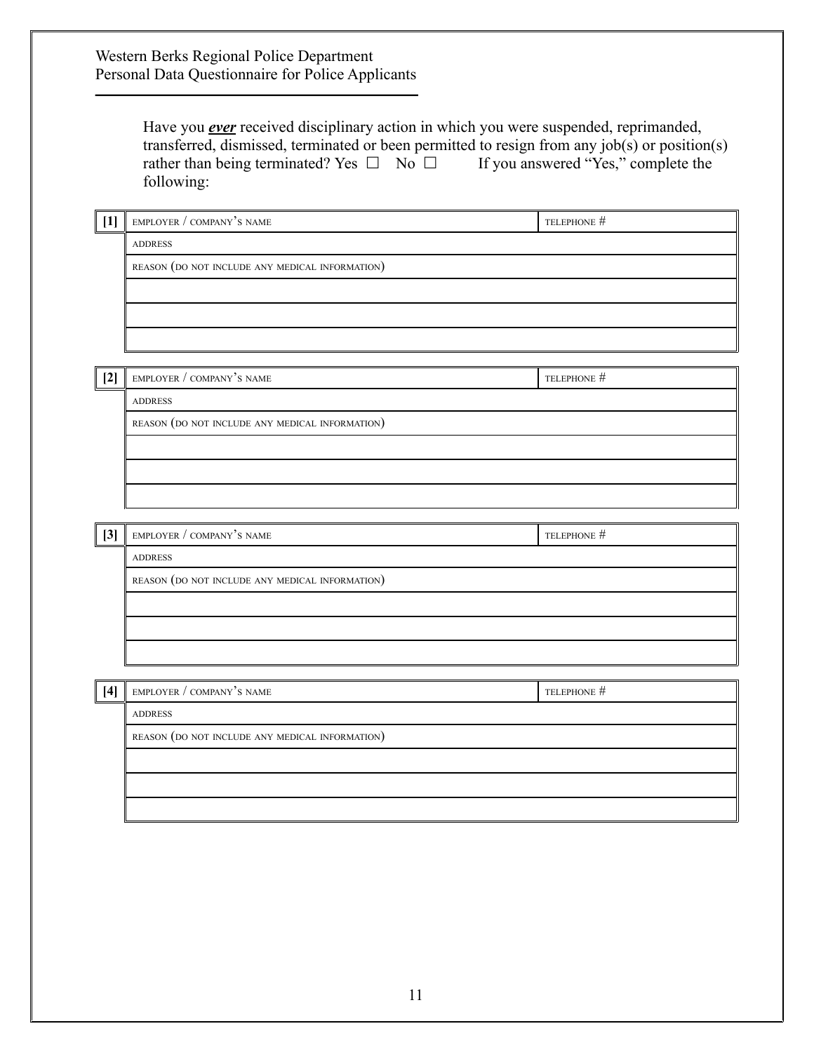Have you ***ever*** received disciplinary action in which you were suspended, reprimanded, transferred, dismissed, terminated or been permitted to resign from any job(s) or position(s) rather than being terminated? Yes ☐ No ☐ If you answered "Yes," complete the following:

| [1] | EMPLOYER / COMPANY'S NAME | TELEPHONE # |
|---|---|---|
| | ADDRESS | |
| | REASON (DO NOT INCLUDE ANY MEDICAL INFORMATION) | |
| | | |
| | | |
| | | |

| [2] | EMPLOYER / COMPANY'S NAME | TELEPHONE # |
|---|---|---|
| | ADDRESS | |
| | REASON (DO NOT INCLUDE ANY MEDICAL INFORMATION) | |
| | | |
| | | |
| | | |

| [3] | EMPLOYER / COMPANY'S NAME | TELEPHONE # |
|---|---|---|
| | ADDRESS | |
| | REASON (DO NOT INCLUDE ANY MEDICAL INFORMATION) | |
| | | |
| | | |
| | | |

| [4] | EMPLOYER / COMPANY'S NAME | TELEPHONE # |
|---|---|---|
| | ADDRESS | |
| | REASON (DO NOT INCLUDE ANY MEDICAL INFORMATION) | |
| | | |
| | | |
| | | |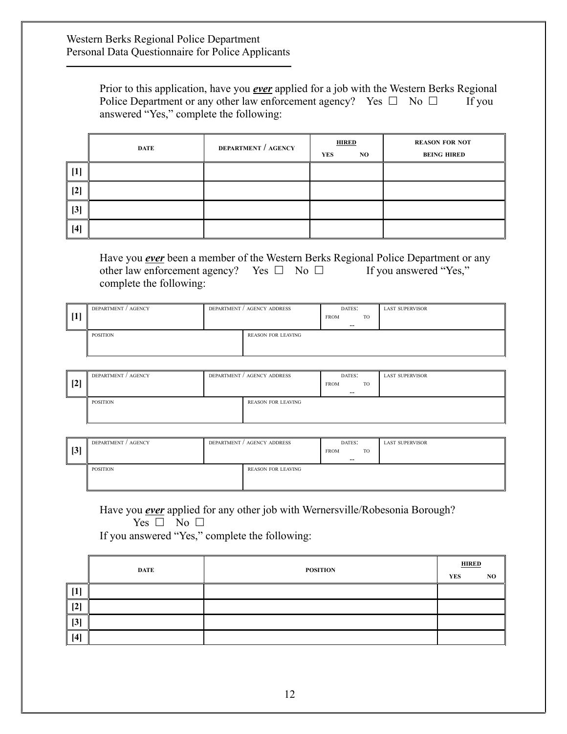Prior to this application, have you ***ever*** applied for a job with the Western Berks Regional Police Department or any other law enforcement agency? Yes ☐ No ☐ If you answered "Yes," complete the following:

| | DATE | DEPARTMENT / AGENCY | HIRED YES NO | REASON FOR NOT BEING HIRED |
|---|---|---|---|---|
| [1] | | | | |
| [2] | | | | |
| [3] | | | | |
| [4] | | | | |

Have you ***ever*** been a member of the Western Berks Regional Police Department or any other law enforcement agency? Yes ☐ No ☐ If you answered "Yes," complete the following:

| | DEPARTMENT / AGENCY | DEPARTMENT / AGENCY ADDRESS | DATES: FROM -- TO | LAST SUPERVISOR |
|---|---|---|---|---|
| [1] | | | | |
| | POSITION | REASON FOR LEAVING | | |
| | | | | |

| | DEPARTMENT / AGENCY | DEPARTMENT / AGENCY ADDRESS | DATES: FROM -- TO | LAST SUPERVISOR |
|---|---|---|---|---|
| [2] | | | | |
| | POSITION | REASON FOR LEAVING | | |
| | | | | |

| | DEPARTMENT / AGENCY | DEPARTMENT / AGENCY ADDRESS | DATES: FROM -- TO | LAST SUPERVISOR |
|---|---|---|---|---|
| [3] | | | | |
| | POSITION | REASON FOR LEAVING | | |
| | | | | |

Have you ***ever*** applied for any other job with Wernersville/Robesonia Borough?
Yes ☐ No ☐
If you answered "Yes," complete the following:

| | DATE | POSITION | HIRED YES NO |
|---|---|---|---|
| [1] | | | |
| [2] | | | |
| [3] | | | |
| [4] | | | |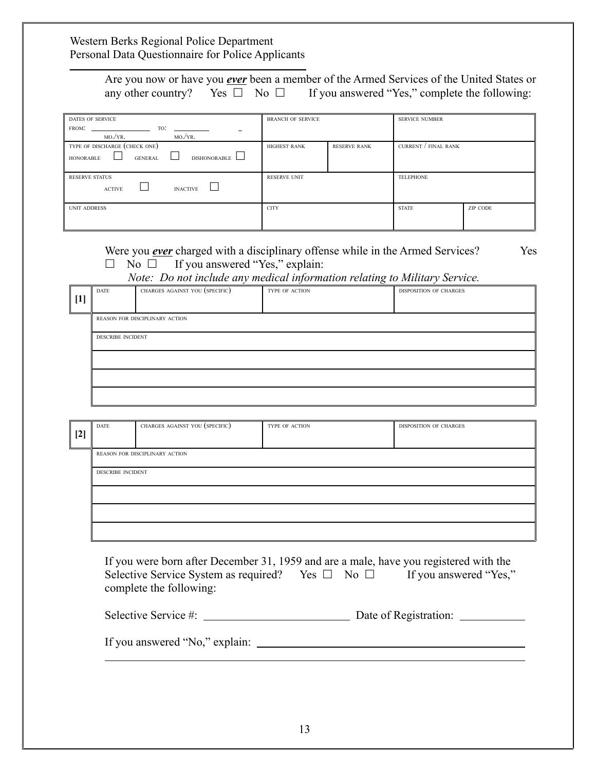Western Berks Regional Police Department
Personal Data Questionnaire for Police Applicants

Are you now or have you ***ever*** been a member of the Armed Services of the United States or any other country? Yes ☐ No ☐ If you answered "Yes," complete the following:

| DATES OF SERVICE FROM: ______ TO: ______ (MO./YR.) (MO./YR.) | BRANCH OF SERVICE | | SERVICE NUMBER | |
|---|---|---|---|---|
| TYPE OF DISCHARGE (CHECK ONE) HONORABLE ☐ GENERAL ☐ DISHONORABLE ☐ | HIGHEST RANK | RESERVE RANK | CURRENT / FINAL RANK | |
| RESERVE STATUS ACTIVE ☐ INACTIVE ☐ | RESERVE UNIT | | TELEPHONE | |
| UNIT ADDRESS | CITY | | STATE | ZIP CODE |

Were you ***ever*** charged with a disciplinary offense while in the Armed Services? Yes ☐ No ☐ If you answered "Yes," explain:

*Note: Do not include any medical information relating to Military Service.*

[1]

| DATE | CHARGES AGAINST YOU (SPECIFIC) | TYPE OF ACTION | DISPOSITION OF CHARGES |
|---|---|---|---|
| REASON FOR DISCIPLINARY ACTION | | | |
| DESCRIBE INCIDENT | | | |
| | | | |
| | | | |
| | | | |

[2]

| DATE | CHARGES AGAINST YOU (SPECIFIC) | TYPE OF ACTION | DISPOSITION OF CHARGES |
|---|---|---|---|
| REASON FOR DISCIPLINARY ACTION | | | |
| DESCRIBE INCIDENT | | | |
| | | | |
| | | | |
| | | | |

If you were born after December 31, 1959 and are a male, have you registered with the Selective Service System as required? Yes ☐ No ☐ If you answered "Yes," complete the following:

Selective Service #: ______________________ Date of Registration: __________

If you answered "No," explain: ________________________________________

________________________________________________________________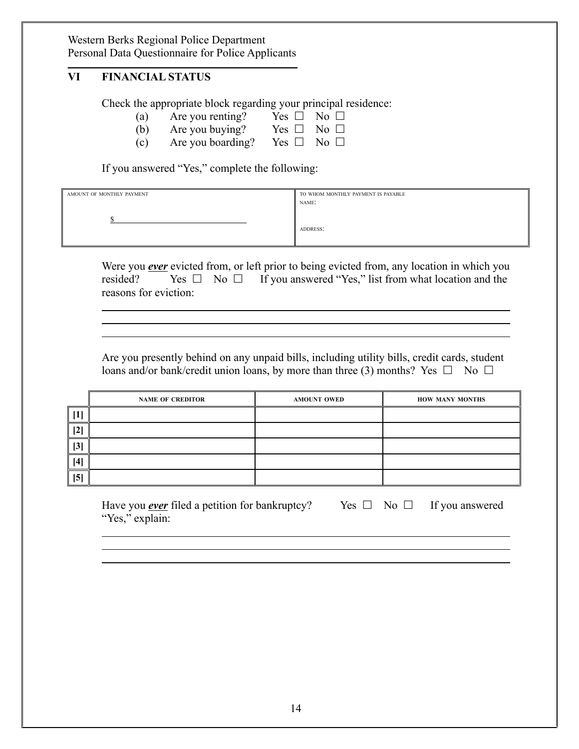## VI FINANCIAL STATUS

Check the appropriate block regarding your principal residence:

(a) Are you renting? Yes ☐ No ☐
(b) Are you buying? Yes ☐ No ☐
(c) Are you boarding? Yes ☐ No ☐

If you answered "Yes," complete the following:

| AMOUNT OF MONTHLY PAYMENT | TO WHOM MONTHLY PAYMENT IS PAYABLE |
|---|---|
| $ ______________________________ | NAME:<br>ADDRESS: |

Were you ***ever*** evicted from, or left prior to being evicted from, any location in which you resided? Yes ☐ No ☐ If you answered "Yes," list from what location and the reasons for eviction:

______________________________________________________________________

______________________________________________________________________

______________________________________________________________________

Are you presently behind on any unpaid bills, including utility bills, credit cards, student loans and/or bank/credit union loans, by more than three (3) months? Yes ☐ No ☐

| | NAME OF CREDITOR | AMOUNT OWED | HOW MANY MONTHS |
|---|---|---|---|
| [1] | | | |
| [2] | | | |
| [3] | | | |
| [4] | | | |
| [5] | | | |

Have you ***ever*** filed a petition for bankruptcy? Yes ☐ No ☐ If you answered "Yes," explain:

______________________________________________________________________

______________________________________________________________________

______________________________________________________________________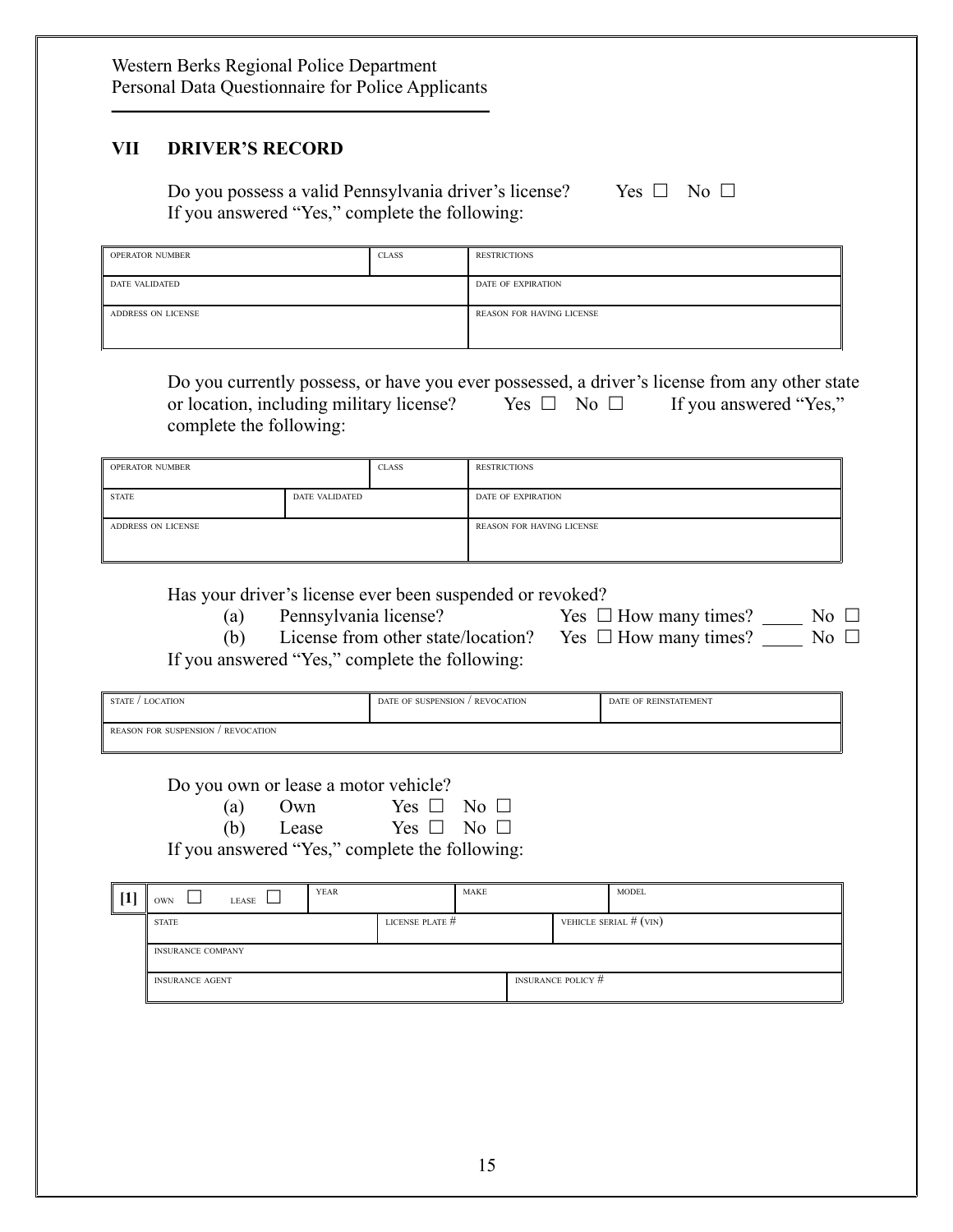Western Berks Regional Police Department
Personal Data Questionnaire for Police Applicants

## VII DRIVER'S RECORD

Do you possess a valid Pennsylvania driver's license? Yes ☐ No ☐
If you answered "Yes," complete the following:

| OPERATOR NUMBER | CLASS | RESTRICTIONS |
|---|---|---|
| DATE VALIDATED | | DATE OF EXPIRATION |
| ADDRESS ON LICENSE | | REASON FOR HAVING LICENSE |

Do you currently possess, or have you ever possessed, a driver's license from any other state or location, including military license? Yes ☐ No ☐ If you answered "Yes," complete the following:

| OPERATOR NUMBER | | CLASS | RESTRICTIONS |
|---|---|---|---|
| STATE | DATE VALIDATED | | DATE OF EXPIRATION |
| ADDRESS ON LICENSE | | | REASON FOR HAVING LICENSE |

Has your driver's license ever been suspended or revoked?

(a) Pennsylvania license? Yes ☐ How many times? ____ No ☐

(b) License from other state/location? Yes ☐ How many times? ____ No ☐

If you answered "Yes," complete the following:

| STATE / LOCATION | DATE OF SUSPENSION / REVOCATION | DATE OF REINSTATEMENT |
|---|---|---|
| REASON FOR SUSPENSION / REVOCATION | | |

Do you own or lease a motor vehicle?

(a) Own Yes ☐ No ☐

(b) Lease Yes ☐ No ☐

If you answered "Yes," complete the following:

| [1] | OWN ☐ LEASE ☐ | YEAR | MAKE | MODEL |
|---|---|---|---|---|
| | STATE | LICENSE PLATE # | | VEHICLE SERIAL # (VIN) |
| | INSURANCE COMPANY | | | |
| | INSURANCE AGENT | | INSURANCE POLICY # | |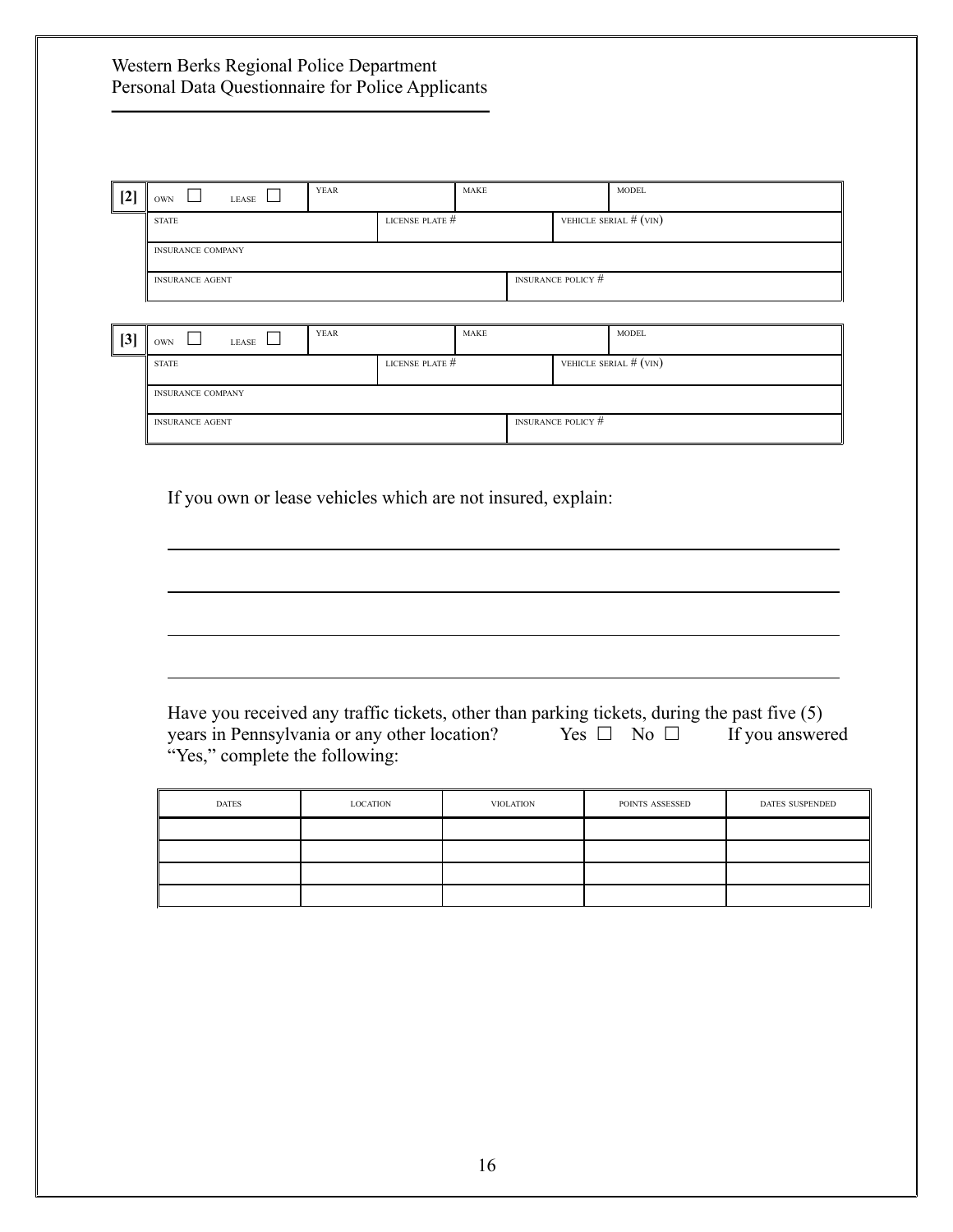[2]

| OWN ☐ LEASE ☐ | YEAR | MAKE | MODEL |
|---|---|---|---|
| STATE | LICENSE PLATE # | VEHICLE SERIAL # (VIN) | |
| INSURANCE COMPANY | | | |
| INSURANCE AGENT | | INSURANCE POLICY # | |

[3]

| OWN ☐ LEASE ☐ | YEAR | MAKE | MODEL |
|---|---|---|---|
| STATE | LICENSE PLATE # | VEHICLE SERIAL # (VIN) | |
| INSURANCE COMPANY | | | |
| INSURANCE AGENT | | INSURANCE POLICY # | |

If you own or lease vehicles which are not insured, explain:

_______________________________________________

_______________________________________________

_______________________________________________

_______________________________________________

Have you received any traffic tickets, other than parking tickets, during the past five (5) years in Pennsylvania or any other location? Yes ☐ No ☐ If you answered "Yes," complete the following:

| DATES | LOCATION | VIOLATION | POINTS ASSESSED | DATES SUSPENDED |
|---|---|---|---|---|
| | | | | |
| | | | | |
| | | | | |
| | | | | |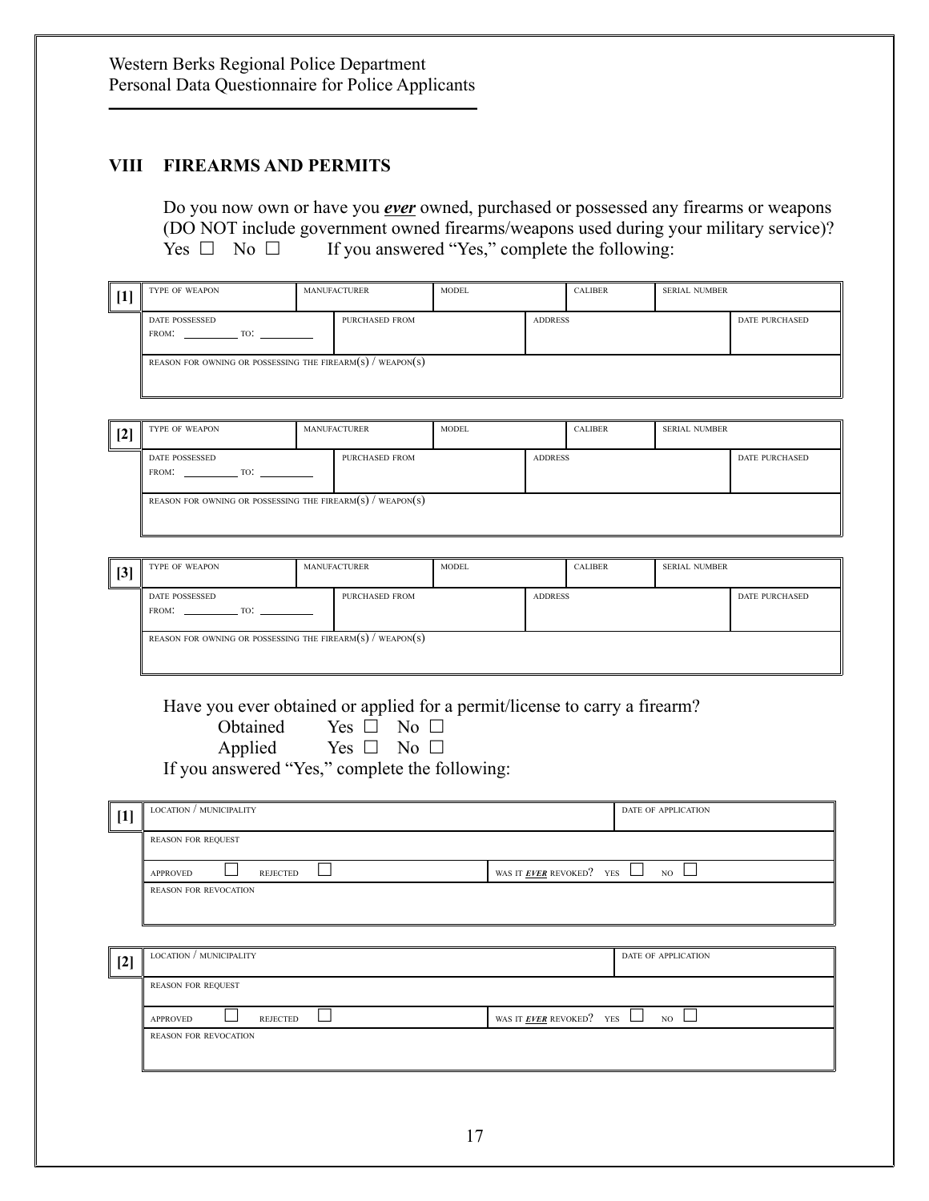Western Berks Regional Police Department
Personal Data Questionnaire for Police Applicants

## VIII FIREARMS AND PERMITS

Do you now own or have you ***ever*** owned, purchased or possessed any firearms or weapons (DO NOT include government owned firearms/weapons used during your military service)?
Yes ☐ No ☐ If you answered "Yes," complete the following:

**[1]**

| TYPE OF WEAPON | MANUFACTURER | MODEL | CALIBER | SERIAL NUMBER |
|---|---|---|---|---|
| | | | | |

| DATE POSSESSED FROM: ________ TO: ________ | PURCHASED FROM | ADDRESS | DATE PURCHASED |
|---|---|---|---|
| | | | |

| REASON FOR OWNING OR POSSESSING THE FIREARM(S) / WEAPON(S) |
|---|
| |

**[2]**

| TYPE OF WEAPON | MANUFACTURER | MODEL | CALIBER | SERIAL NUMBER |
|---|---|---|---|---|
| | | | | |

| DATE POSSESSED FROM: ________ TO: ________ | PURCHASED FROM | ADDRESS | DATE PURCHASED |
|---|---|---|---|
| | | | |

| REASON FOR OWNING OR POSSESSING THE FIREARM(S) / WEAPON(S) |
|---|
| |

**[3]**

| TYPE OF WEAPON | MANUFACTURER | MODEL | CALIBER | SERIAL NUMBER |
|---|---|---|---|---|
| | | | | |

| DATE POSSESSED FROM: ________ TO: ________ | PURCHASED FROM | ADDRESS | DATE PURCHASED |
|---|---|---|---|
| | | | |

| REASON FOR OWNING OR POSSESSING THE FIREARM(S) / WEAPON(S) |
|---|
| |

Have you ever obtained or applied for a permit/license to carry a firearm?
Obtained Yes ☐ No ☐
Applied Yes ☐ No ☐
If you answered "Yes," complete the following:

**[1]**

| LOCATION / MUNICIPALITY | DATE OF APPLICATION |
|---|---|
| | |

| REASON FOR REQUEST |
|---|
| |

| APPROVED ☐ REJECTED ☐ | WAS IT ***EVER*** REVOKED? YES ☐ NO ☐ |
|---|---|

| REASON FOR REVOCATION |
|---|
| |

**[2]**

| LOCATION / MUNICIPALITY | DATE OF APPLICATION |
|---|---|
| | |

| REASON FOR REQUEST |
|---|
| |

| APPROVED ☐ REJECTED ☐ | WAS IT ***EVER*** REVOKED? YES ☐ NO ☐ |
|---|---|

| REASON FOR REVOCATION |
|---|
| |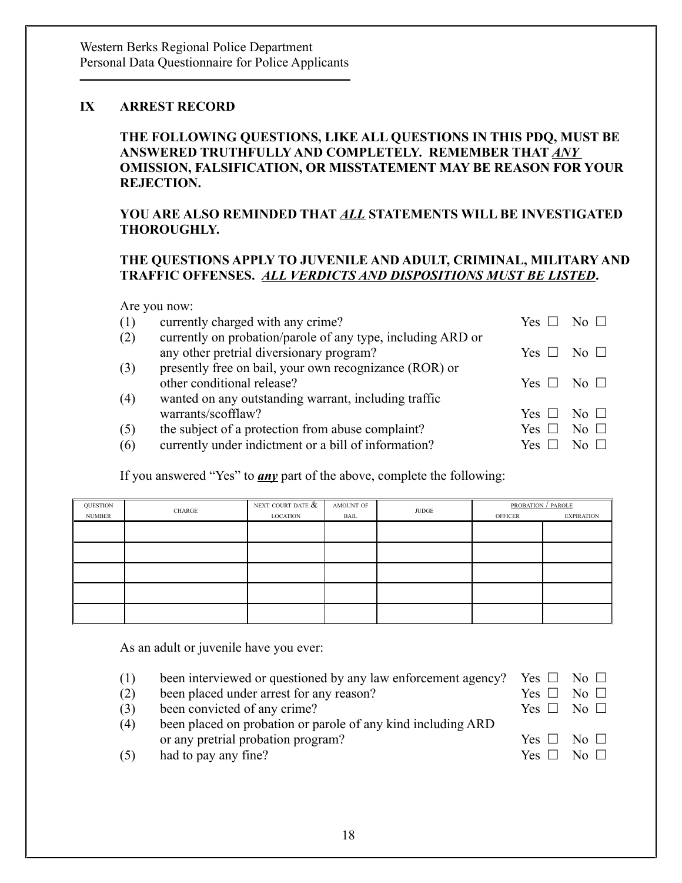## IX ARREST RECORD

**THE FOLLOWING QUESTIONS, LIKE ALL QUESTIONS IN THIS PDQ, MUST BE ANSWERED TRUTHFULLY AND COMPLETELY. REMEMBER THAT *ANY* OMISSION, FALSIFICATION, OR MISSTATEMENT MAY BE REASON FOR YOUR REJECTION.**

**YOU ARE ALSO REMINDED THAT *ALL* STATEMENTS WILL BE INVESTIGATED THOROUGHLY.**

**THE QUESTIONS APPLY TO JUVENILE AND ADULT, CRIMINAL, MILITARY AND TRAFFIC OFFENSES. *ALL VERDICTS AND DISPOSITIONS MUST BE LISTED*.**

Are you now:

(1) currently charged with any crime? Yes ☐ No ☐

(2) currently on probation/parole of any type, including ARD or any other pretrial diversionary program? Yes ☐ No ☐

(3) presently free on bail, your own recognizance (ROR) or other conditional release? Yes ☐ No ☐

(4) wanted on any outstanding warrant, including traffic warrants/scofflaw? Yes ☐ No ☐

(5) the subject of a protection from abuse complaint? Yes ☐ No ☐

(6) currently under indictment or a bill of information? Yes ☐ No ☐

If you answered "Yes" to ***any*** part of the above, complete the following:

| QUESTION NUMBER | CHARGE | NEXT COURT DATE & LOCATION | AMOUNT OF BAIL | JUDGE | PROBATION / PAROLE | |
|---|---|---|---|---|---|---|
| | | | | | OFFICER | EXPIRATION |
| | | | | | | |
| | | | | | | |
| | | | | | | |
| | | | | | | |
| | | | | | | |

As an adult or juvenile have you ever:

(1) been interviewed or questioned by any law enforcement agency? Yes ☐ No ☐

(2) been placed under arrest for any reason? Yes ☐ No ☐

(3) been convicted of any crime? Yes ☐ No ☐

(4) been placed on probation or parole of any kind including ARD or any pretrial probation program? Yes ☐ No ☐

(5) had to pay any fine? Yes ☐ No ☐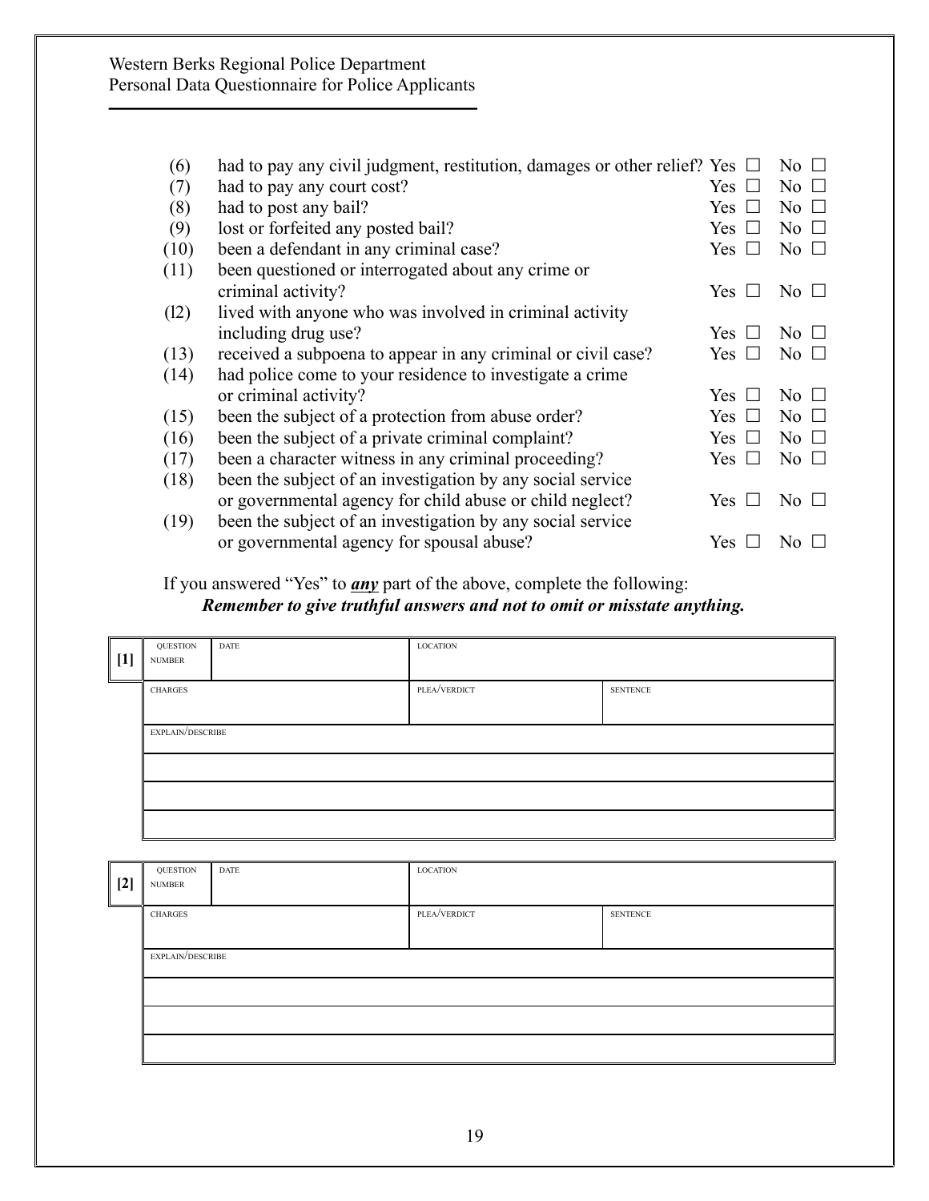(6) had to pay any civil judgment, restitution, damages or other relief? Yes ☐ No ☐

(7) had to pay any court cost? Yes ☐ No ☐

(8) had to post any bail? Yes ☐ No ☐

(9) lost or forfeited any posted bail? Yes ☐ No ☐

(10) been a defendant in any criminal case? Yes ☐ No ☐

(11) been questioned or interrogated about any crime or criminal activity? Yes ☐ No ☐

(l2) lived with anyone who was involved in criminal activity including drug use? Yes ☐ No ☐

(13) received a subpoena to appear in any criminal or civil case? Yes ☐ No ☐

(14) had police come to your residence to investigate a crime or criminal activity? Yes ☐ No ☐

(15) been the subject of a protection from abuse order? Yes ☐ No ☐

(16) been the subject of a private criminal complaint? Yes ☐ No ☐

(17) been a character witness in any criminal proceeding? Yes ☐ No ☐

(18) been the subject of an investigation by any social service or governmental agency for child abuse or child neglect? Yes ☐ No ☐

(19) been the subject of an investigation by any social service or governmental agency for spousal abuse? Yes ☐ No ☐

If you answered "Yes" to ***any*** part of the above, complete the following:

***Remember to give truthful answers and not to omit or misstate anything.***

**[1]**

| QUESTION NUMBER | DATE | LOCATION | |
|---|---|---|---|
| CHARGES | | PLEA/VERDICT | SENTENCE |
| EXPLAIN/DESCRIBE | | | |
| | | | |
| | | | |
| | | | |

**[2]**

| QUESTION NUMBER | DATE | LOCATION | |
|---|---|---|---|
| CHARGES | | PLEA/VERDICT | SENTENCE |
| EXPLAIN/DESCRIBE | | | |
| | | | |
| | | | |
| | | | |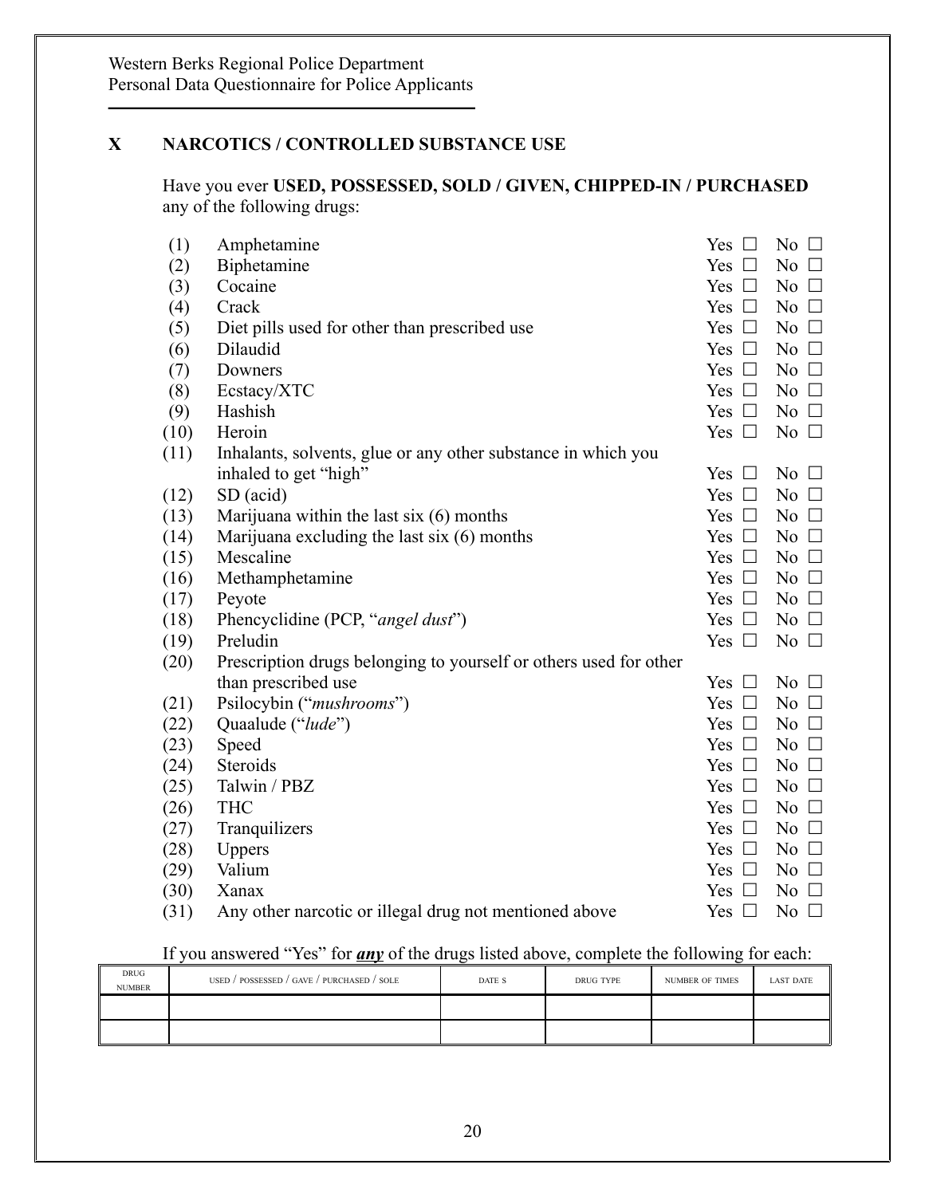## X NARCOTICS / CONTROLLED SUBSTANCE USE

Have you ever **USED, POSSESSED, SOLD / GIVEN, CHIPPED-IN / PURCHASED** any of the following drugs:

| | | | |
|---|---|---|---|
| (1) | Amphetamine | Yes ☐ | No ☐ |
| (2) | Biphetamine | Yes ☐ | No ☐ |
| (3) | Cocaine | Yes ☐ | No ☐ |
| (4) | Crack | Yes ☐ | No ☐ |
| (5) | Diet pills used for other than prescribed use | Yes ☐ | No ☐ |
| (6) | Dilaudid | Yes ☐ | No ☐ |
| (7) | Downers | Yes ☐ | No ☐ |
| (8) | Ecstacy/XTC | Yes ☐ | No ☐ |
| (9) | Hashish | Yes ☐ | No ☐ |
| (10) | Heroin | Yes ☐ | No ☐ |
| (11) | Inhalants, solvents, glue or any other substance in which you inhaled to get "high" | Yes ☐ | No ☐ |
| (12) | SD (acid) | Yes ☐ | No ☐ |
| (13) | Marijuana within the last six (6) months | Yes ☐ | No ☐ |
| (14) | Marijuana excluding the last six (6) months | Yes ☐ | No ☐ |
| (15) | Mescaline | Yes ☐ | No ☐ |
| (16) | Methamphetamine | Yes ☐ | No ☐ |
| (17) | Peyote | Yes ☐ | No ☐ |
| (18) | Phencyclidine (PCP, "*angel dust*") | Yes ☐ | No ☐ |
| (19) | Preludin | Yes ☐ | No ☐ |
| (20) | Prescription drugs belonging to yourself or others used for other than prescribed use | Yes ☐ | No ☐ |
| (21) | Psilocybin ("*mushrooms*") | Yes ☐ | No ☐ |
| (22) | Quaalude ("*lude*") | Yes ☐ | No ☐ |
| (23) | Speed | Yes ☐ | No ☐ |
| (24) | Steroids | Yes ☐ | No ☐ |
| (25) | Talwin / PBZ | Yes ☐ | No ☐ |
| (26) | THC | Yes ☐ | No ☐ |
| (27) | Tranquilizers | Yes ☐ | No ☐ |
| (28) | Uppers | Yes ☐ | No ☐ |
| (29) | Valium | Yes ☐ | No ☐ |
| (30) | Xanax | Yes ☐ | No ☐ |
| (31) | Any other narcotic or illegal drug not mentioned above | Yes ☐ | No ☐ |

If you answered "Yes" for ***any*** of the drugs listed above, complete the following for each:

| DRUG NUMBER | USED / POSSESSED / GAVE / PURCHASED / SOLE | DATE S | DRUG TYPE | NUMBER OF TIMES | LAST DATE |
|---|---|---|---|---|---|
| | | | | | |
| | | | | | |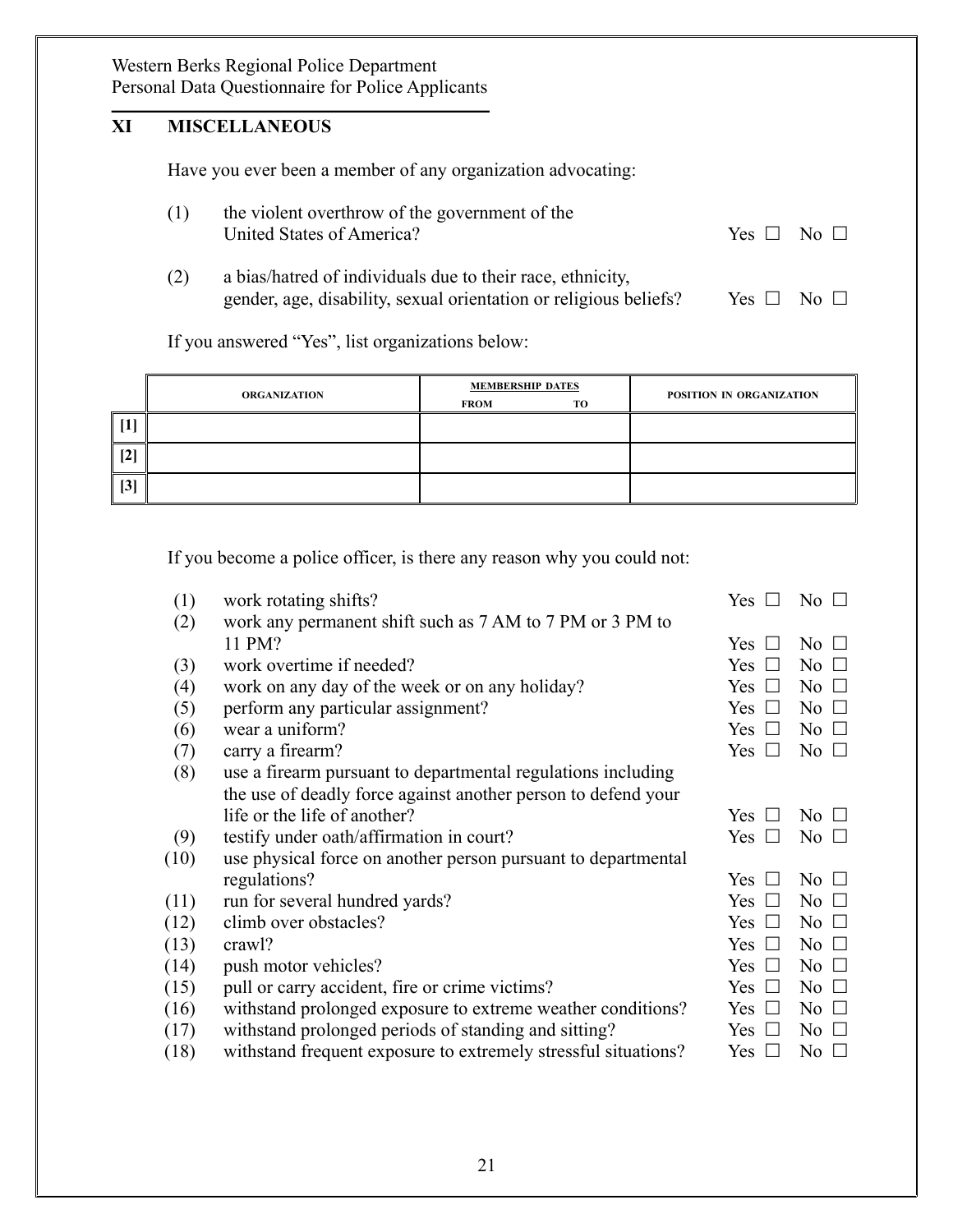Western Berks Regional Police Department
Personal Data Questionnaire for Police Applicants

## XI MISCELLANEOUS

Have you ever been a member of any organization advocating:

(1) the violent overthrow of the government of the United States of America? Yes ☐ No ☐

(2) a bias/hatred of individuals due to their race, ethnicity, gender, age, disability, sexual orientation or religious beliefs? Yes ☐ No ☐

If you answered "Yes", list organizations below:

| | ORGANIZATION | MEMBERSHIP DATES FROM TO | POSITION IN ORGANIZATION |
|---|---|---|---|
| [1] | | | |
| [2] | | | |
| [3] | | | |

If you become a police officer, is there any reason why you could not:

(1) work rotating shifts? Yes ☐ No ☐
(2) work any permanent shift such as 7 AM to 7 PM or 3 PM to 11 PM? Yes ☐ No ☐
(3) work overtime if needed? Yes ☐ No ☐
(4) work on any day of the week or on any holiday? Yes ☐ No ☐
(5) perform any particular assignment? Yes ☐ No ☐
(6) wear a uniform? Yes ☐ No ☐
(7) carry a firearm? Yes ☐ No ☐
(8) use a firearm pursuant to departmental regulations including the use of deadly force against another person to defend your life or the life of another? Yes ☐ No ☐
(9) testify under oath/affirmation in court? Yes ☐ No ☐
(10) use physical force on another person pursuant to departmental regulations? Yes ☐ No ☐
(11) run for several hundred yards? Yes ☐ No ☐
(12) climb over obstacles? Yes ☐ No ☐
(13) crawl? Yes ☐ No ☐
(14) push motor vehicles? Yes ☐ No ☐
(15) pull or carry accident, fire or crime victims? Yes ☐ No ☐
(16) withstand prolonged exposure to extreme weather conditions? Yes ☐ No ☐
(17) withstand prolonged periods of standing and sitting? Yes ☐ No ☐
(18) withstand frequent exposure to extremely stressful situations? Yes ☐ No ☐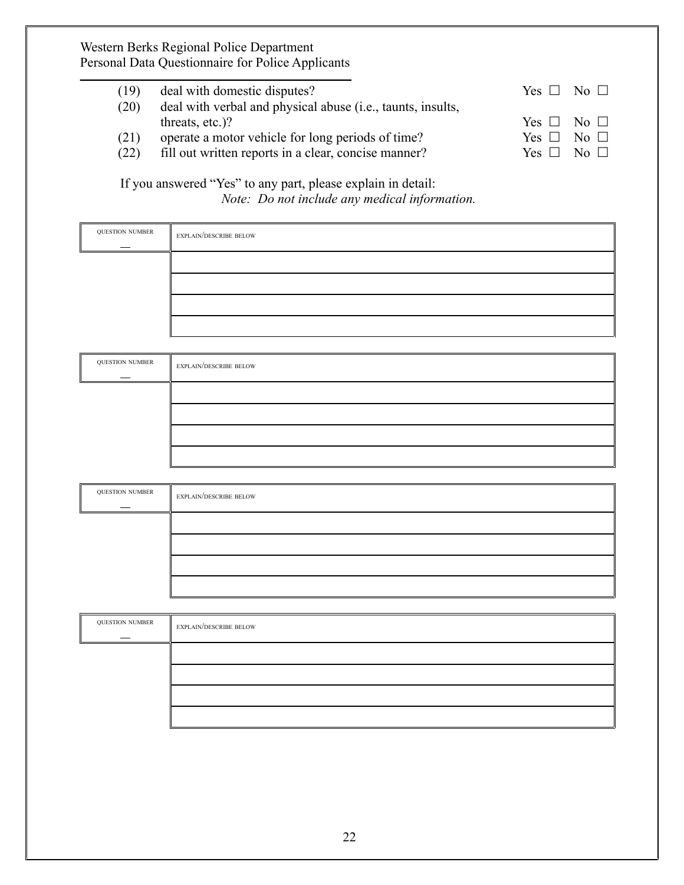(19) deal with domestic disputes? Yes ☐ No ☐

(20) deal with verbal and physical abuse (i.e., taunts, insults, threats, etc.)? Yes ☐ No ☐

(21) operate a motor vehicle for long periods of time? Yes ☐ No ☐

(22) fill out written reports in a clear, concise manner? Yes ☐ No ☐

If you answered "Yes" to any part, please explain in detail:

*Note: Do not include any medical information.*

| QUESTION NUMBER | EXPLAIN/DESCRIBE BELOW |
|---|---|
| ___ | |
| | |
| | |
| | |
| | |

| QUESTION NUMBER | EXPLAIN/DESCRIBE BELOW |
|---|---|
| ___ | |
| | |
| | |
| | |
| | |

| QUESTION NUMBER | EXPLAIN/DESCRIBE BELOW |
|---|---|
| ___ | |
| | |
| | |
| | |
| | |

| QUESTION NUMBER | EXPLAIN/DESCRIBE BELOW |
|---|---|
| ___ | |
| | |
| | |
| | |
| | |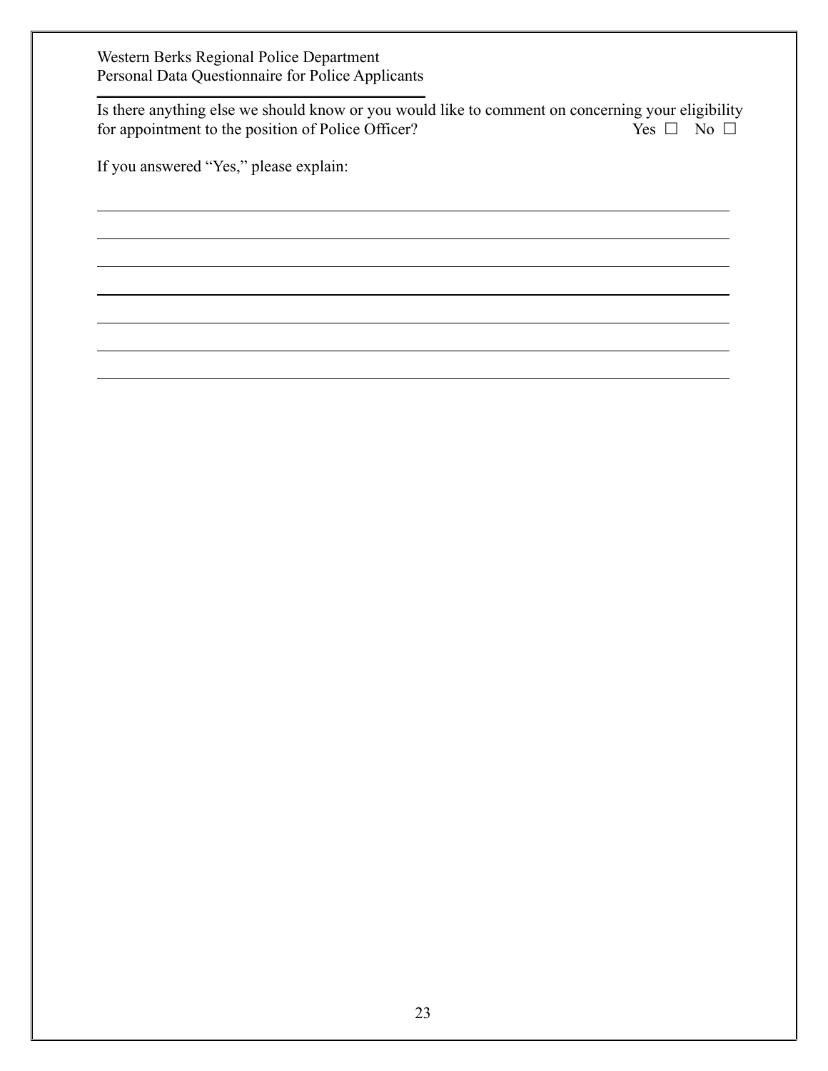Is there anything else we should know or you would like to comment on concerning your eligibility for appointment to the position of Police Officer? Yes ☐ No ☐

If you answered "Yes," please explain:

\_\_\_\_\_\_\_\_\_\_\_\_\_\_\_\_\_\_\_\_\_\_\_\_\_\_\_\_\_\_\_\_\_\_\_\_\_\_\_\_\_\_\_\_\_\_\_\_\_\_\_\_\_\_\_\_\_\_\_\_\_\_\_\_\_\_\_\_\_\_\_\_

\_\_\_\_\_\_\_\_\_\_\_\_\_\_\_\_\_\_\_\_\_\_\_\_\_\_\_\_\_\_\_\_\_\_\_\_\_\_\_\_\_\_\_\_\_\_\_\_\_\_\_\_\_\_\_\_\_\_\_\_\_\_\_\_\_\_\_\_\_\_\_\_

\_\_\_\_\_\_\_\_\_\_\_\_\_\_\_\_\_\_\_\_\_\_\_\_\_\_\_\_\_\_\_\_\_\_\_\_\_\_\_\_\_\_\_\_\_\_\_\_\_\_\_\_\_\_\_\_\_\_\_\_\_\_\_\_\_\_\_\_\_\_\_\_

\_\_\_\_\_\_\_\_\_\_\_\_\_\_\_\_\_\_\_\_\_\_\_\_\_\_\_\_\_\_\_\_\_\_\_\_\_\_\_\_\_\_\_\_\_\_\_\_\_\_\_\_\_\_\_\_\_\_\_\_\_\_\_\_\_\_\_\_\_\_\_\_

\_\_\_\_\_\_\_\_\_\_\_\_\_\_\_\_\_\_\_\_\_\_\_\_\_\_\_\_\_\_\_\_\_\_\_\_\_\_\_\_\_\_\_\_\_\_\_\_\_\_\_\_\_\_\_\_\_\_\_\_\_\_\_\_\_\_\_\_\_\_\_\_

\_\_\_\_\_\_\_\_\_\_\_\_\_\_\_\_\_\_\_\_\_\_\_\_\_\_\_\_\_\_\_\_\_\_\_\_\_\_\_\_\_\_\_\_\_\_\_\_\_\_\_\_\_\_\_\_\_\_\_\_\_\_\_\_\_\_\_\_\_\_\_\_

\_\_\_\_\_\_\_\_\_\_\_\_\_\_\_\_\_\_\_\_\_\_\_\_\_\_\_\_\_\_\_\_\_\_\_\_\_\_\_\_\_\_\_\_\_\_\_\_\_\_\_\_\_\_\_\_\_\_\_\_\_\_\_\_\_\_\_\_\_\_\_\_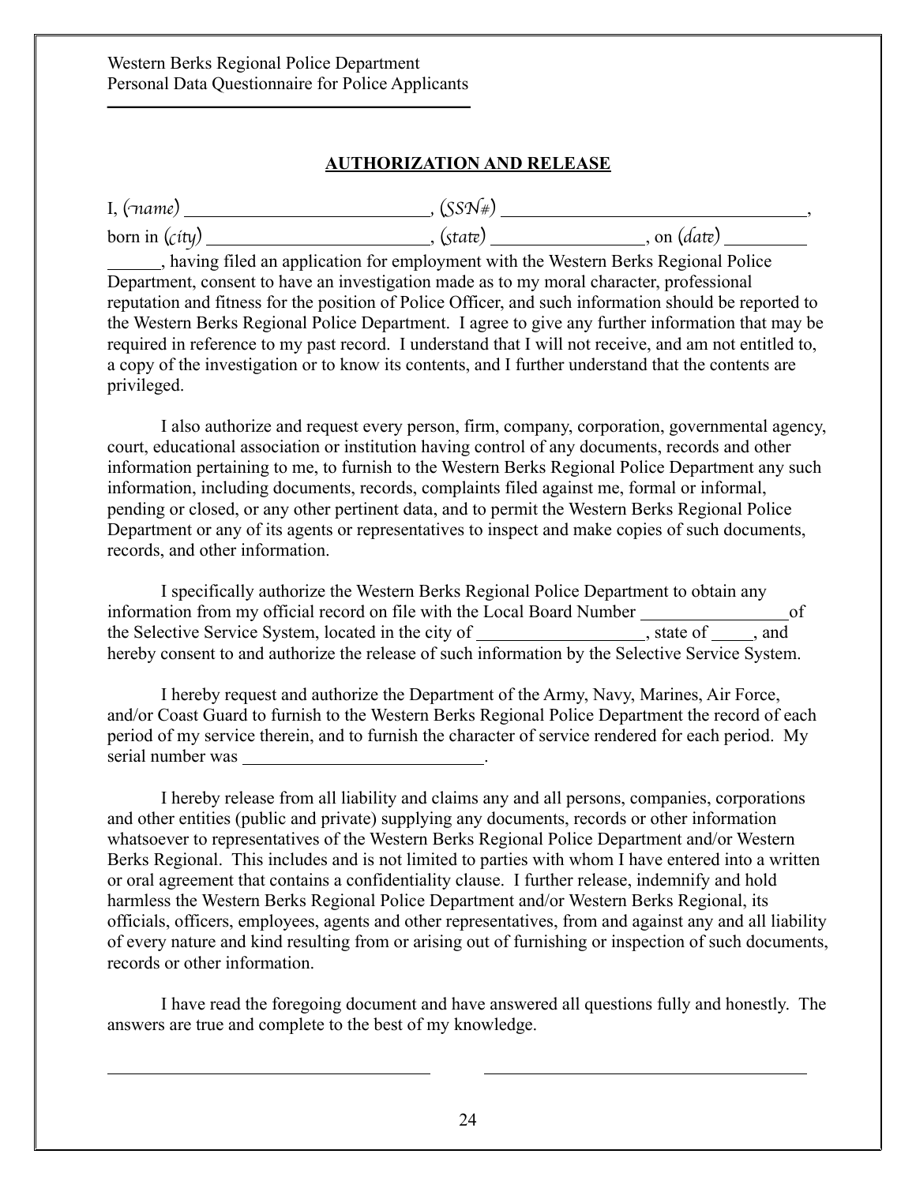Western Berks Regional Police Department
Personal Data Questionnaire for Police Applicants

## AUTHORIZATION AND RELEASE

I, (*name*) ____________________________, (*SSN#*) ____________________________________,
born in (*city*) __________________________, (*state*) __________________, on (*date*) __________
_______, having filed an application for employment with the Western Berks Regional Police Department, consent to have an investigation made as to my moral character, professional reputation and fitness for the position of Police Officer, and such information should be reported to the Western Berks Regional Police Department. I agree to give any further information that may be required in reference to my past record. I understand that I will not receive, and am not entitled to, a copy of the investigation or to know its contents, and I further understand that the contents are privileged.

I also authorize and request every person, firm, company, corporation, governmental agency, court, educational association or institution having control of any documents, records and other information pertaining to me, to furnish to the Western Berks Regional Police Department any such information, including documents, records, complaints filed against me, formal or informal, pending or closed, or any other pertinent data, and to permit the Western Berks Regional Police Department or any of its agents or representatives to inspect and make copies of such documents, records, and other information.

I specifically authorize the Western Berks Regional Police Department to obtain any information from my official record on file with the Local Board Number __________________of the Selective Service System, located in the city of ____________________, state of _____, and hereby consent to and authorize the release of such information by the Selective Service System.

I hereby request and authorize the Department of the Army, Navy, Marines, Air Force, and/or Coast Guard to furnish to the Western Berks Regional Police Department the record of each period of my service therein, and to furnish the character of service rendered for each period. My serial number was ____________________________.

I hereby release from all liability and claims any and all persons, companies, corporations and other entities (public and private) supplying any documents, records or other information whatsoever to representatives of the Western Berks Regional Police Department and/or Western Berks Regional. This includes and is not limited to parties with whom I have entered into a written or oral agreement that contains a confidentiality clause. I further release, indemnify and hold harmless the Western Berks Regional Police Department and/or Western Berks Regional, its officials, officers, employees, agents and other representatives, from and against any and all liability of every nature and kind resulting from or arising out of furnishing or inspection of such documents, records or other information.

I have read the foregoing document and have answered all questions fully and honestly. The answers are true and complete to the best of my knowledge.

______________________________________ ______________________________________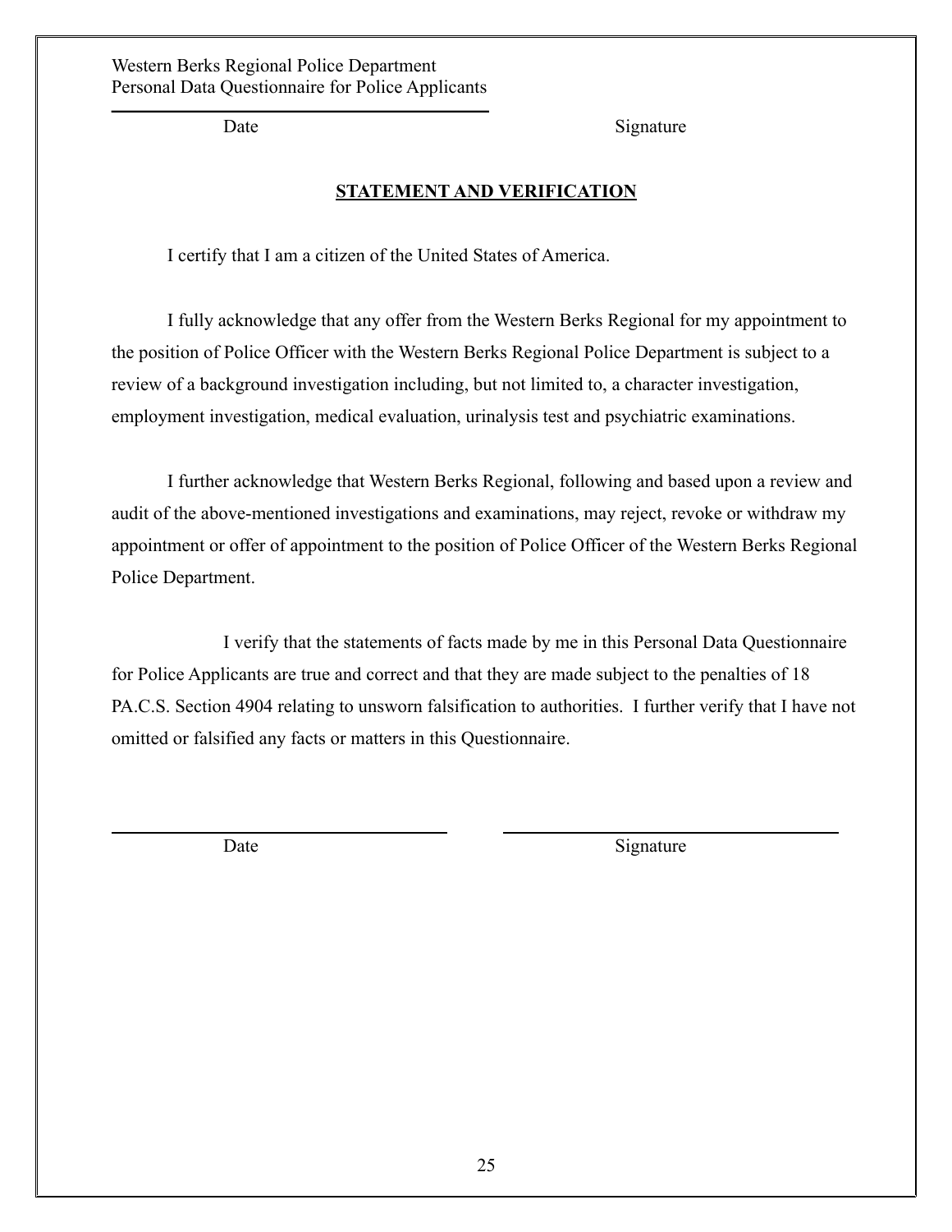Date Signature

## STATEMENT AND VERIFICATION

I certify that I am a citizen of the United States of America.

I fully acknowledge that any offer from the Western Berks Regional for my appointment to the position of Police Officer with the Western Berks Regional Police Department is subject to a review of a background investigation including, but not limited to, a character investigation, employment investigation, medical evaluation, urinalysis test and psychiatric examinations.

I further acknowledge that Western Berks Regional, following and based upon a review and audit of the above-mentioned investigations and examinations, may reject, revoke or withdraw my appointment or offer of appointment to the position of Police Officer of the Western Berks Regional Police Department.

I verify that the statements of facts made by me in this Personal Data Questionnaire for Police Applicants are true and correct and that they are made subject to the penalties of 18 PA.C.S. Section 4904 relating to unsworn falsification to authorities. I further verify that I have not omitted or falsified any facts or matters in this Questionnaire.

\_\_\_\_\_\_\_\_\_\_\_\_\_\_\_\_\_\_\_\_\_\_\_\_\_\_\_\_\_\_ \_\_\_\_\_\_\_\_\_\_\_\_\_\_\_\_\_\_\_\_\_\_\_\_\_\_\_\_\_\_

Date Signature